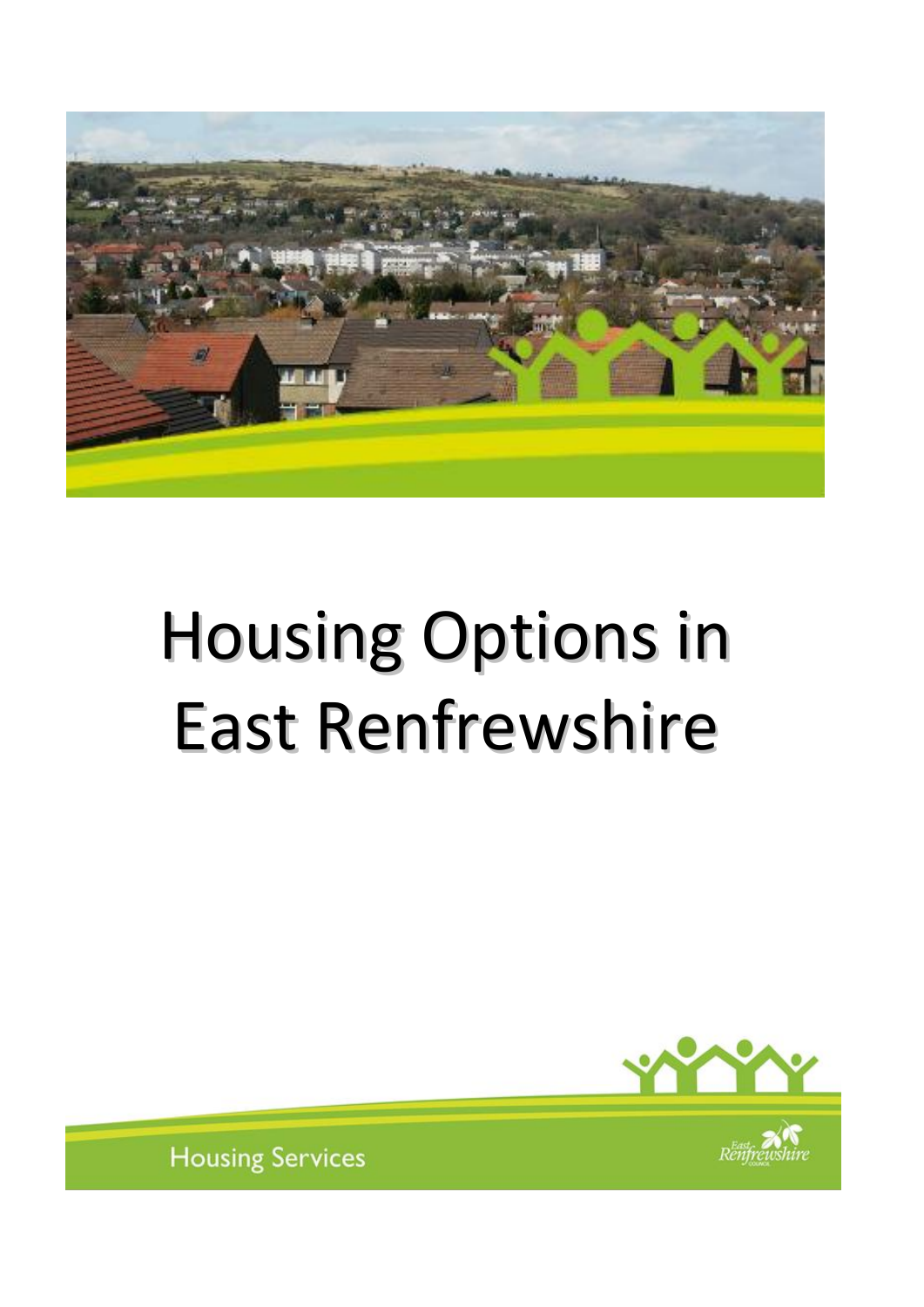# Housing Options in East Renfrewshire

Housing Services

East Renfrewshire Council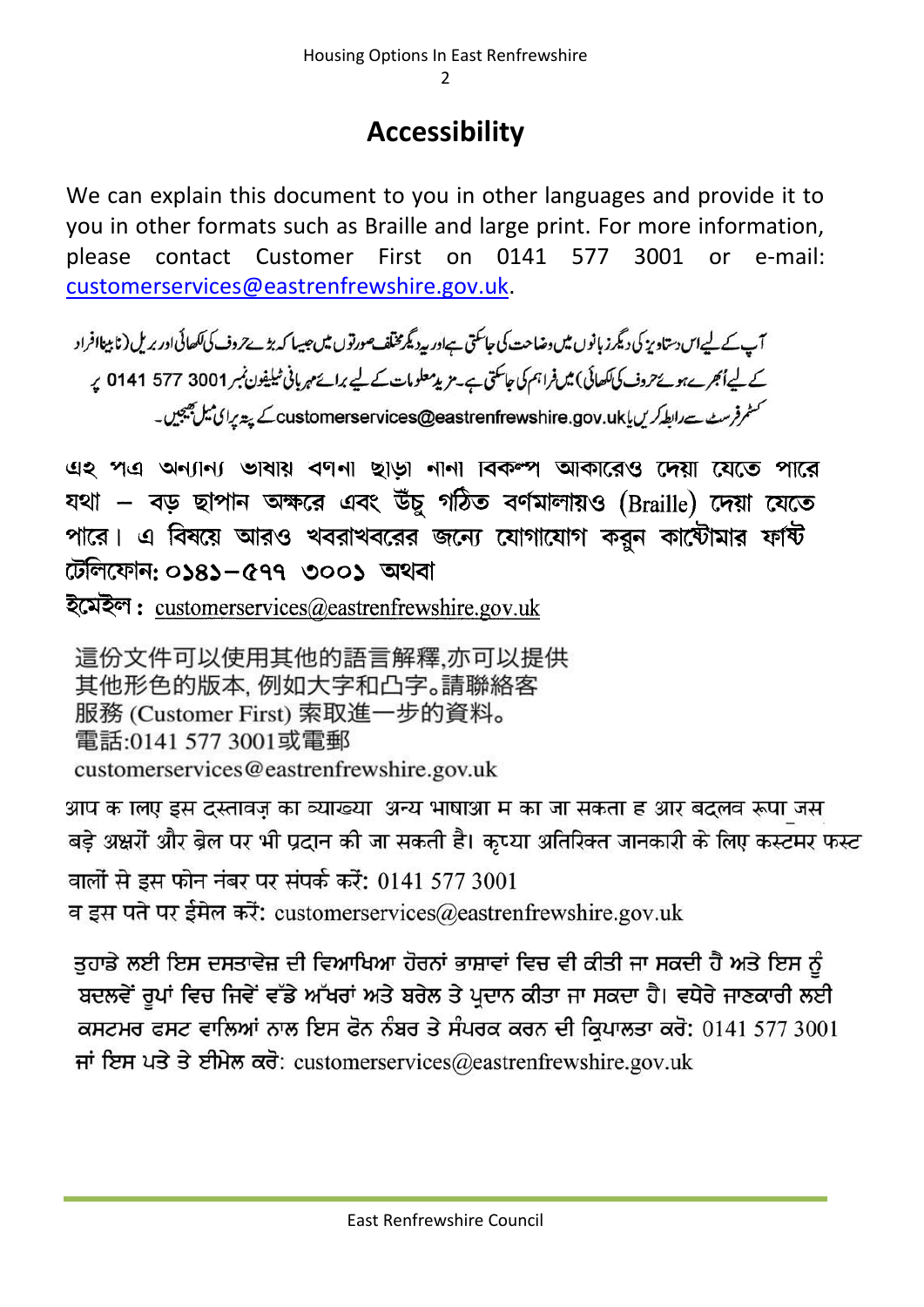# Accessibility

We can explain this document to you in other languages and provide it to you in other formats such as Braille and large print. For more information, please contact Customer First on 0141 577 3001 or e-mail: customerservices@eastrenfrewshire.gov.uk.

آپ کے لیےاس دستاویز کی دیگر زبانوں میں وضاحت کی جاسکتی ہےاور یہ دیگر مختلف صورتوں میں جیسا کہ بڑے حروف کی لکھائی اور بریل (نابینا افراد کے لیےاُبھرے ہوئے حروف کی لکھائی) میں فراہم کی جاسکتی ہے۔ مزید معلومات کے لیے برائے مہربانی ٹیلیفون نمبر 3001 577 0141 پر کسٹمر فرسٹ سے رابطہ کریں یا customerservices@eastrenfrewshire.gov.uk کے پتہ پر ای میل بھیجیں۔

এই পত্র অন্যান্য ভাষায় বর্ণনা ছাড়া নানা বিকল্প আকারেও দেয়া যেতে পারে যথা – বড় ছাপান অক্ষরে এবং উঁচু গঠিত বর্ণমালায়ও (Braille) দেয়া যেতে পারে। এ বিষয়ে আরও খবরাখবরের জন্যে যোগাযোগ করুন কাষ্টোমার ফার্ষ্ট টেলিফোন: ০১৪১–৫৭৭ ৩০০১ অথবা
ইমেইল: customerservices@eastrenfrewshire.gov.uk

這份文件可以使用其他的語言解釋,亦可以提供其他形色的版本, 例如大字和凸字。請聯絡客服務 (Customer First) 索取進一步的資料。
電話:0141 577 3001或電郵
customerservices@eastrenfrewshire.gov.uk

आप के लिए इस दस्तावज़ का व्याख्या अन्य भाषाओं में की जा सकती है और बदलव रूपा जेस बड़े अक्षरों और ब्रेल पर भी प्रदान की जा सकती है। कृप्या अतिरिक्त जानकारी के लिए कस्टमर फस्ट वालों से इस फोन नंबर पर संपर्क करें: 0141 577 3001
व इस पते पर ईमेल करें: customerservices@eastrenfrewshire.gov.uk

ਤੁਹਾਡੇ ਲਈ ਇਸ ਦਸਤਾਵੇਜ਼ ਦੀ ਵਿਆਖਿਆ ਹੋਰਨਾਂ ਭਾਸ਼ਾਵਾਂ ਵਿਚ ਵੀ ਕੀਤੀ ਜਾ ਸਕਦੀ ਹੈ ਅਤੇ ਇਸ ਨੂੰ ਬਦਲਵੇਂ ਰੂਪਾਂ ਵਿਚ ਜਿਵੇਂ ਵੱਡੇ ਅੱਖਰਾਂ ਅਤੇ ਬਰੇਲ ਤੇ ਪ੍ਰਦਾਨ ਕੀਤਾ ਜਾ ਸਕਦਾ ਹੈ। ਵਧੇਰੇ ਜਾਣਕਾਰੀ ਲਈ ਕਸਟਮਰ ਫਸਟ ਵਾਲਿਆਂ ਨਾਲ ਇਸ ਫੋਨ ਨੰਬਰ ਤੇ ਸੰਪਰਕ ਕਰਨ ਦੀ ਕ੍ਰਿਪਾਲਤਾ ਕਰੋ: 0141 577 3001 ਜਾਂ ਇਸ ਪਤੇ ਤੇ ਈਮੇਲ ਕਰੋ: customerservices@eastrenfrewshire.gov.uk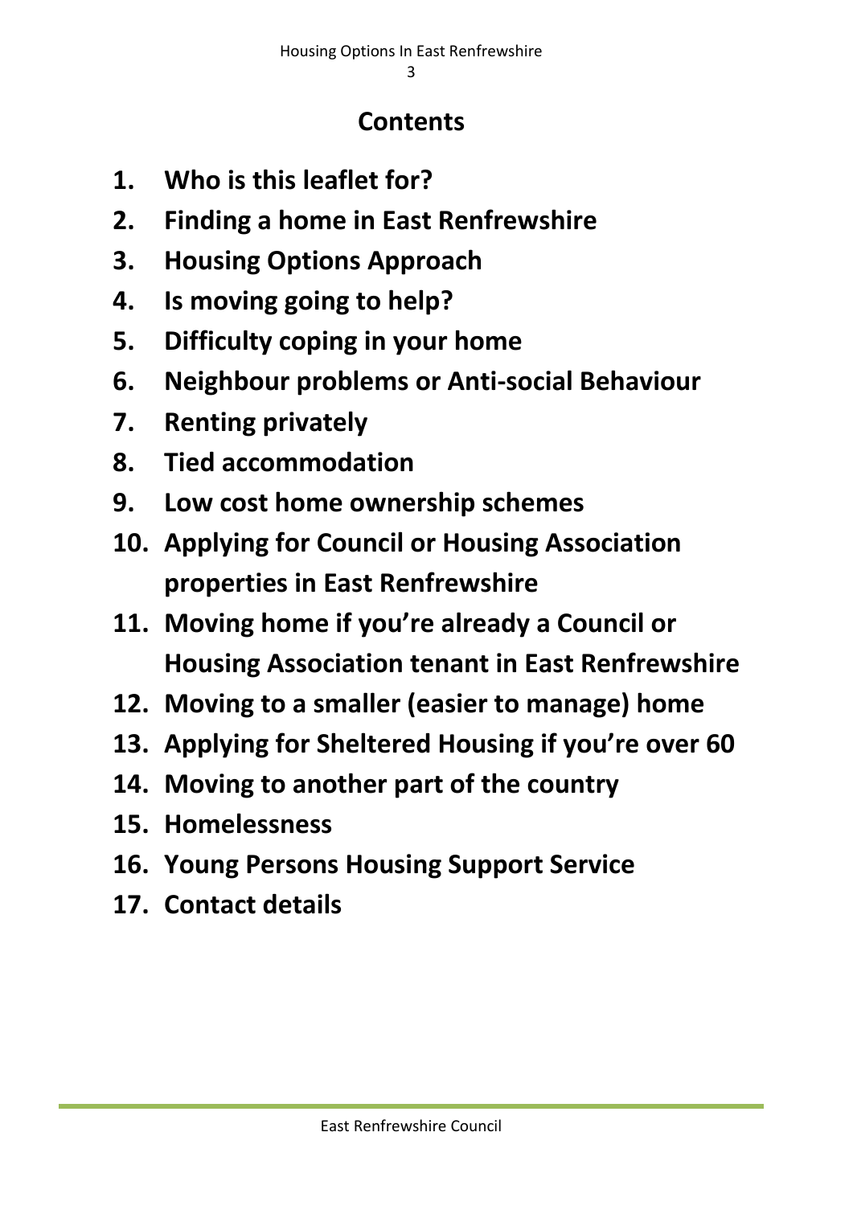## Contents

1. **Who is this leaflet for?**
2. **Finding a home in East Renfrewshire**
3. **Housing Options Approach**
4. **Is moving going to help?**
5. **Difficulty coping in your home**
6. **Neighbour problems or Anti-social Behaviour**
7. **Renting privately**
8. **Tied accommodation**
9. **Low cost home ownership schemes**
10. **Applying for Council or Housing Association properties in East Renfrewshire**
11. **Moving home if you're already a Council or Housing Association tenant in East Renfrewshire**
12. **Moving to a smaller (easier to manage) home**
13. **Applying for Sheltered Housing if you're over 60**
14. **Moving to another part of the country**
15. **Homelessness**
16. **Young Persons Housing Support Service**
17. **Contact details**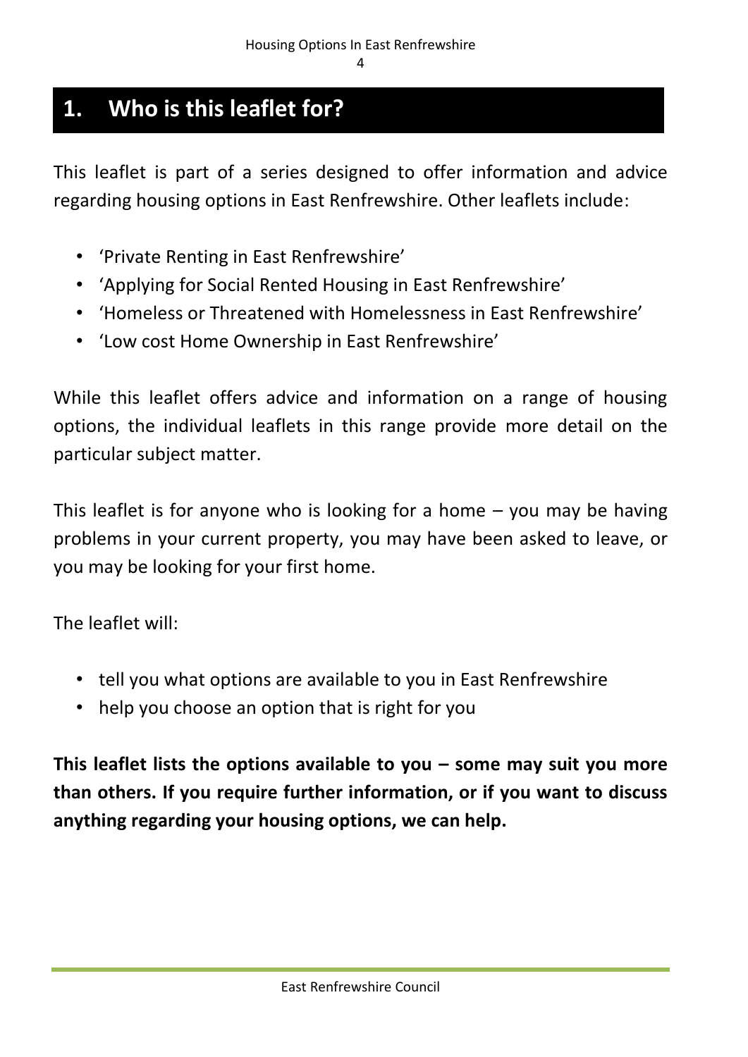## 1. Who is this leaflet for?

This leaflet is part of a series designed to offer information and advice regarding housing options in East Renfrewshire. Other leaflets include:

- 'Private Renting in East Renfrewshire'
- 'Applying for Social Rented Housing in East Renfrewshire'
- 'Homeless or Threatened with Homelessness in East Renfrewshire'
- 'Low cost Home Ownership in East Renfrewshire'

While this leaflet offers advice and information on a range of housing options, the individual leaflets in this range provide more detail on the particular subject matter.

This leaflet is for anyone who is looking for a home – you may be having problems in your current property, you may have been asked to leave, or you may be looking for your first home.

The leaflet will:

- tell you what options are available to you in East Renfrewshire
- help you choose an option that is right for you

**This leaflet lists the options available to you – some may suit you more than others. If you require further information, or if you want to discuss anything regarding your housing options, we can help.**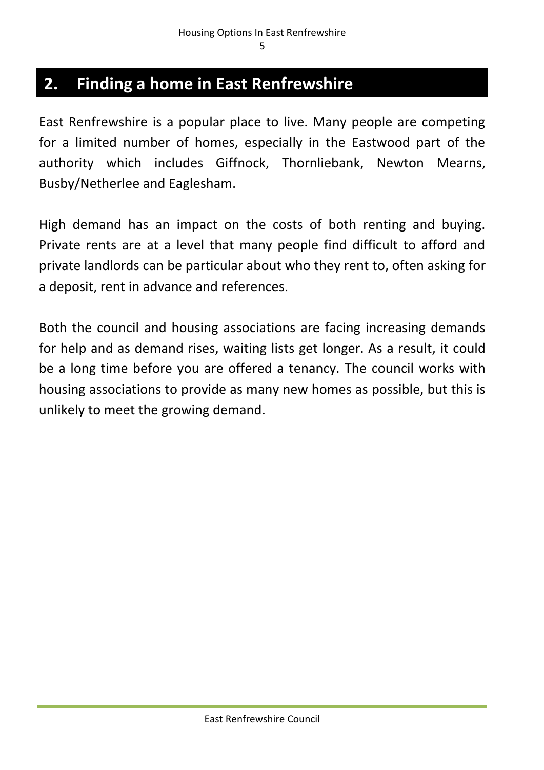## 2. Finding a home in East Renfrewshire

East Renfrewshire is a popular place to live. Many people are competing for a limited number of homes, especially in the Eastwood part of the authority which includes Giffnock, Thornliebank, Newton Mearns, Busby/Netherlee and Eaglesham.

High demand has an impact on the costs of both renting and buying. Private rents are at a level that many people find difficult to afford and private landlords can be particular about who they rent to, often asking for a deposit, rent in advance and references.

Both the council and housing associations are facing increasing demands for help and as demand rises, waiting lists get longer. As a result, it could be a long time before you are offered a tenancy. The council works with housing associations to provide as many new homes as possible, but this is unlikely to meet the growing demand.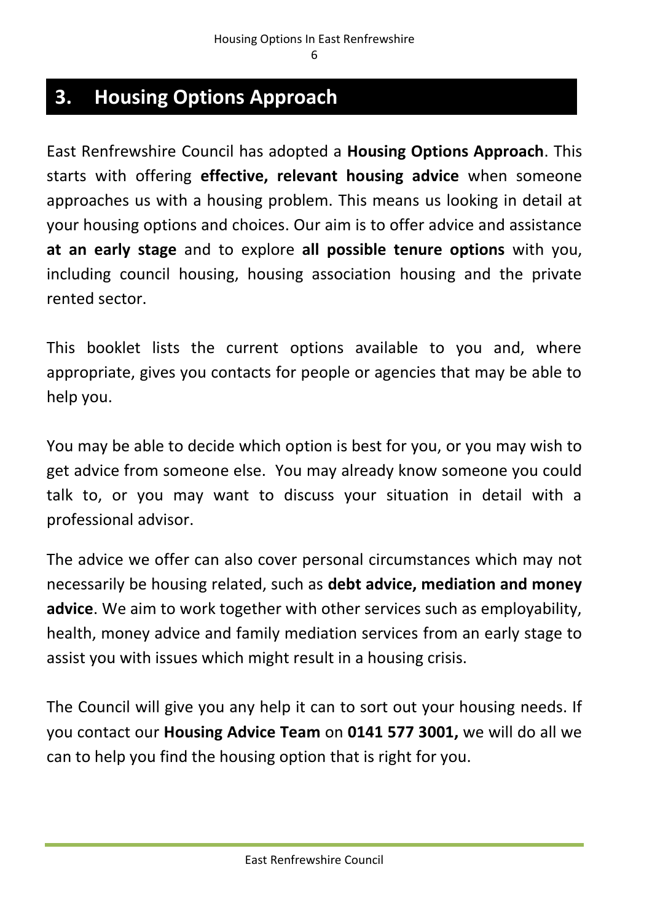## 3. Housing Options Approach

East Renfrewshire Council has adopted a **Housing Options Approach**. This starts with offering **effective, relevant housing advice** when someone approaches us with a housing problem. This means us looking in detail at your housing options and choices. Our aim is to offer advice and assistance **at an early stage** and to explore **all possible tenure options** with you, including council housing, housing association housing and the private rented sector.

This booklet lists the current options available to you and, where appropriate, gives you contacts for people or agencies that may be able to help you.

You may be able to decide which option is best for you, or you may wish to get advice from someone else. You may already know someone you could talk to, or you may want to discuss your situation in detail with a professional advisor.

The advice we offer can also cover personal circumstances which may not necessarily be housing related, such as **debt advice, mediation and money advice**. We aim to work together with other services such as employability, health, money advice and family mediation services from an early stage to assist you with issues which might result in a housing crisis.

The Council will give you any help it can to sort out your housing needs. If you contact our **Housing Advice Team** on **0141 577 3001,** we will do all we can to help you find the housing option that is right for you.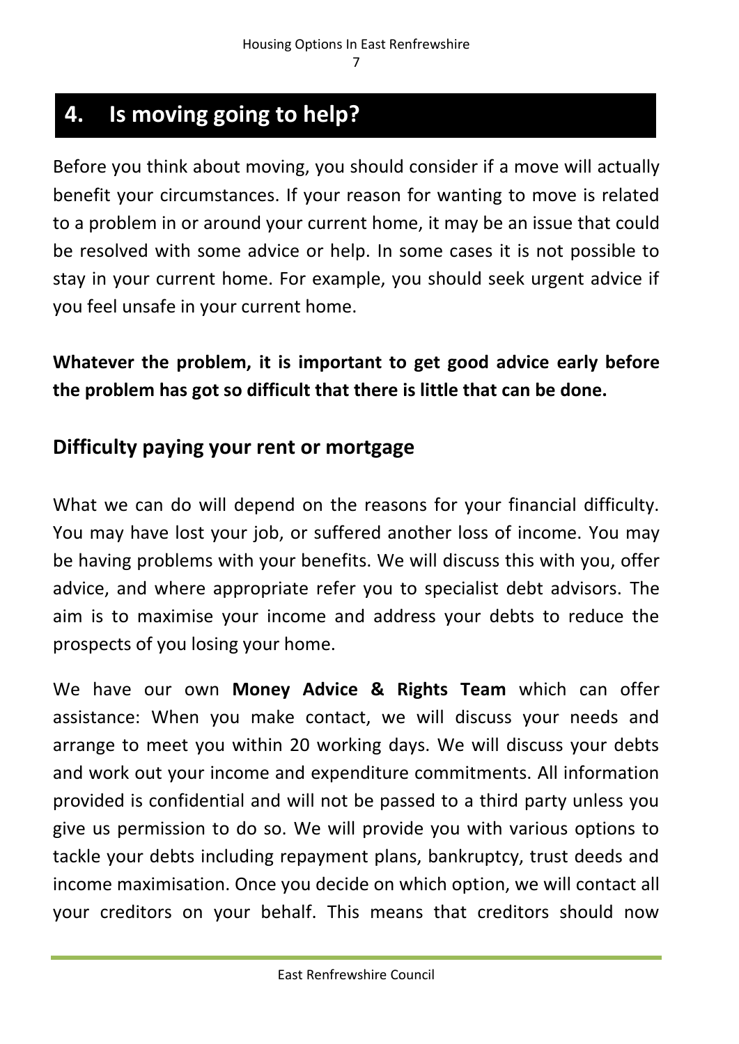## 4. Is moving going to help?

Before you think about moving, you should consider if a move will actually benefit your circumstances. If your reason for wanting to move is related to a problem in or around your current home, it may be an issue that could be resolved with some advice or help. In some cases it is not possible to stay in your current home. For example, you should seek urgent advice if you feel unsafe in your current home.

**Whatever the problem, it is important to get good advice early before the problem has got so difficult that there is little that can be done.**

### Difficulty paying your rent or mortgage

What we can do will depend on the reasons for your financial difficulty. You may have lost your job, or suffered another loss of income. You may be having problems with your benefits. We will discuss this with you, offer advice, and where appropriate refer you to specialist debt advisors. The aim is to maximise your income and address your debts to reduce the prospects of you losing your home.

We have our own **Money Advice & Rights Team** which can offer assistance: When you make contact, we will discuss your needs and arrange to meet you within 20 working days. We will discuss your debts and work out your income and expenditure commitments. All information provided is confidential and will not be passed to a third party unless you give us permission to do so. We will provide you with various options to tackle your debts including repayment plans, bankruptcy, trust deeds and income maximisation. Once you decide on which option, we will contact all your creditors on your behalf. This means that creditors should now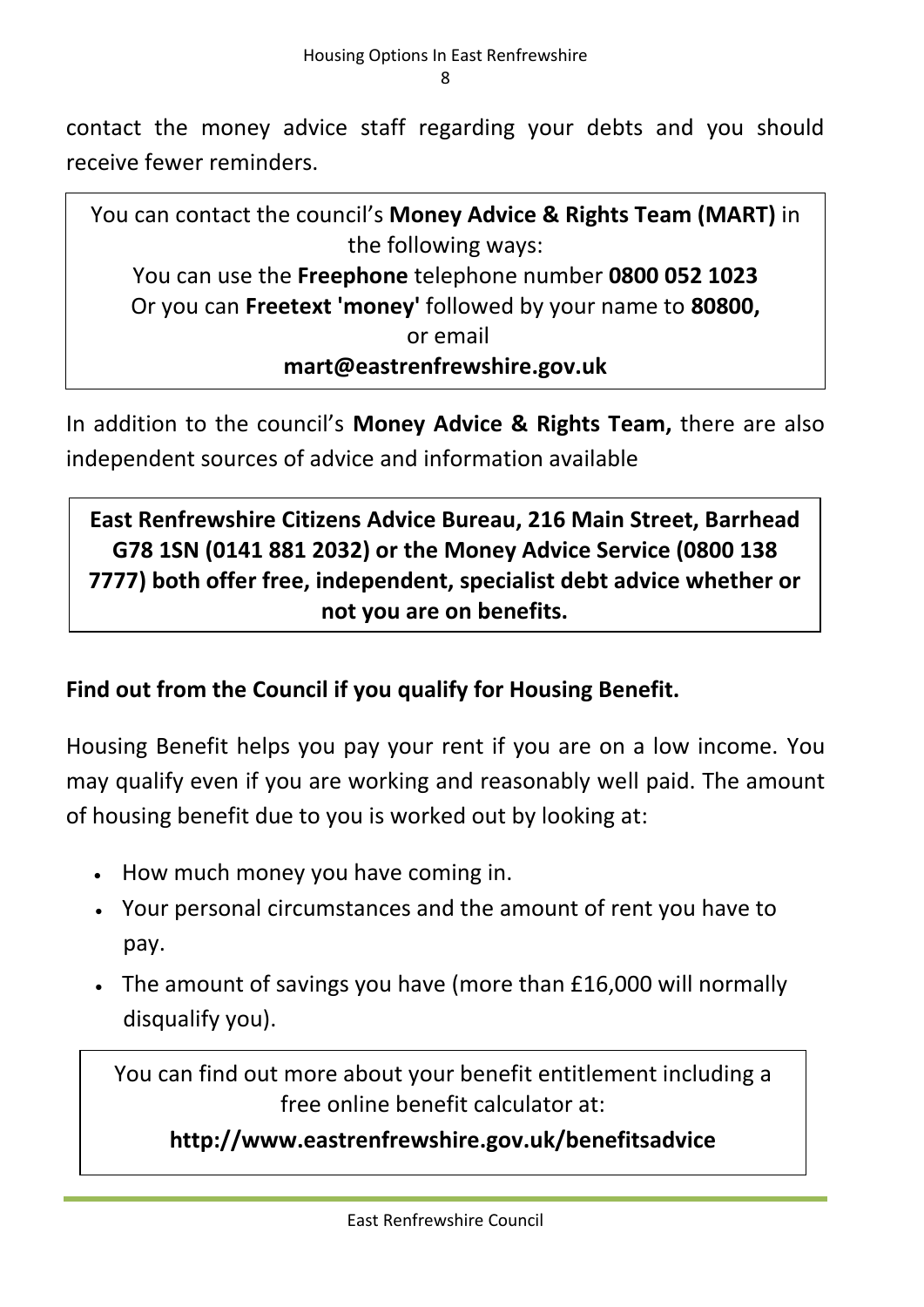contact the money advice staff regarding your debts and you should receive fewer reminders.

You can contact the council's **Money Advice & Rights Team (MART)** in the following ways:
You can use the **Freephone** telephone number **0800 052 1023**
Or you can **Freetext 'money'** followed by your name to **80800,**
or email
**mart@eastrenfrewshire.gov.uk**

In addition to the council's **Money Advice & Rights Team,** there are also independent sources of advice and information available

**East Renfrewshire Citizens Advice Bureau, 216 Main Street, Barrhead G78 1SN (0141 881 2032) or the Money Advice Service (0800 138 7777) both offer free, independent, specialist debt advice whether or not you are on benefits.**

**Find out from the Council if you qualify for Housing Benefit.**

Housing Benefit helps you pay your rent if you are on a low income. You may qualify even if you are working and reasonably well paid. The amount of housing benefit due to you is worked out by looking at:

- How much money you have coming in.
- Your personal circumstances and the amount of rent you have to pay.
- The amount of savings you have (more than £16,000 will normally disqualify you).

You can find out more about your benefit entitlement including a free online benefit calculator at:
**http://www.eastrenfrewshire.gov.uk/benefitsadvice**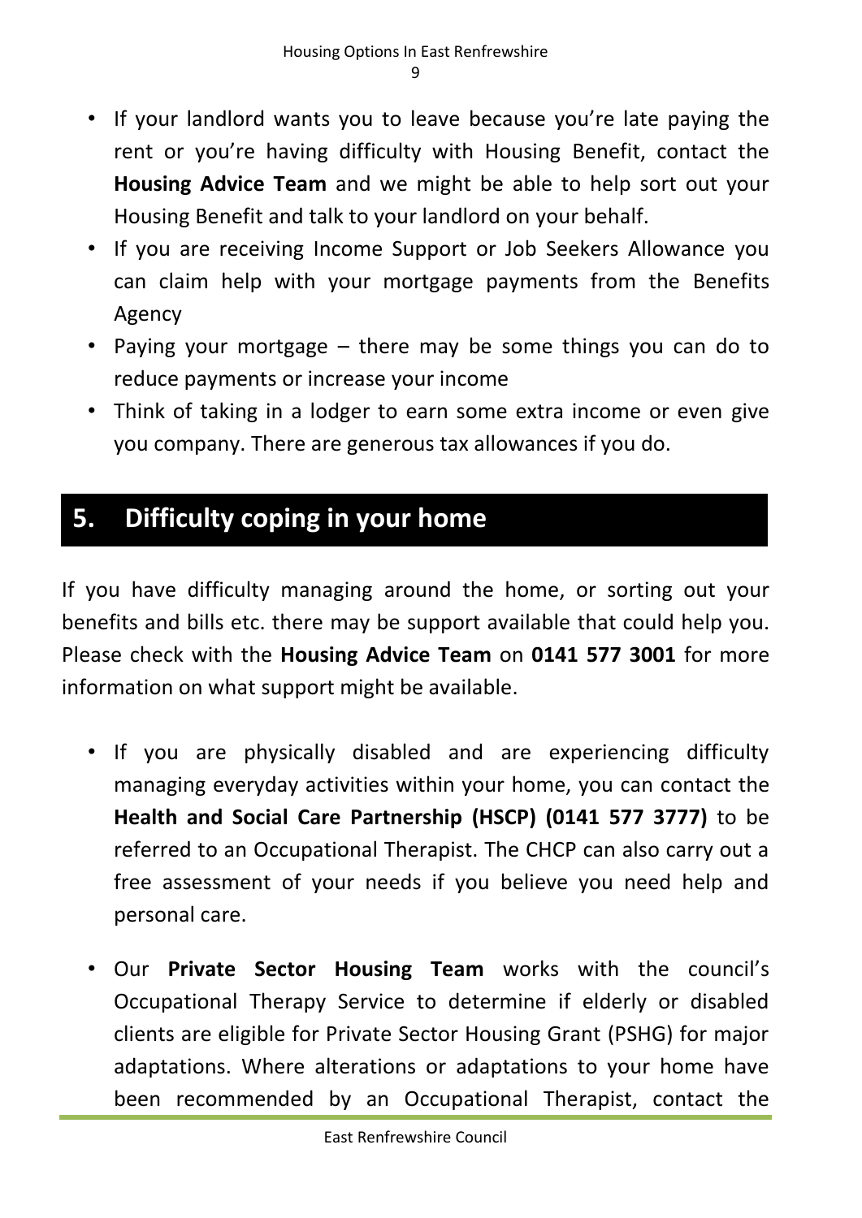- If your landlord wants you to leave because you're late paying the rent or you're having difficulty with Housing Benefit, contact the **Housing Advice Team** and we might be able to help sort out your Housing Benefit and talk to your landlord on your behalf.
- If you are receiving Income Support or Job Seekers Allowance you can claim help with your mortgage payments from the Benefits Agency
- Paying your mortgage – there may be some things you can do to reduce payments or increase your income
- Think of taking in a lodger to earn some extra income or even give you company. There are generous tax allowances if you do.

## 5. Difficulty coping in your home

If you have difficulty managing around the home, or sorting out your benefits and bills etc. there may be support available that could help you. Please check with the **Housing Advice Team** on **0141 577 3001** for more information on what support might be available.

- If you are physically disabled and are experiencing difficulty managing everyday activities within your home, you can contact the **Health and Social Care Partnership (HSCP) (0141 577 3777)** to be referred to an Occupational Therapist. The CHCP can also carry out a free assessment of your needs if you believe you need help and personal care.

- Our **Private Sector Housing Team** works with the council's Occupational Therapy Service to determine if elderly or disabled clients are eligible for Private Sector Housing Grant (PSHG) for major adaptations. Where alterations or adaptations to your home have been recommended by an Occupational Therapist, contact the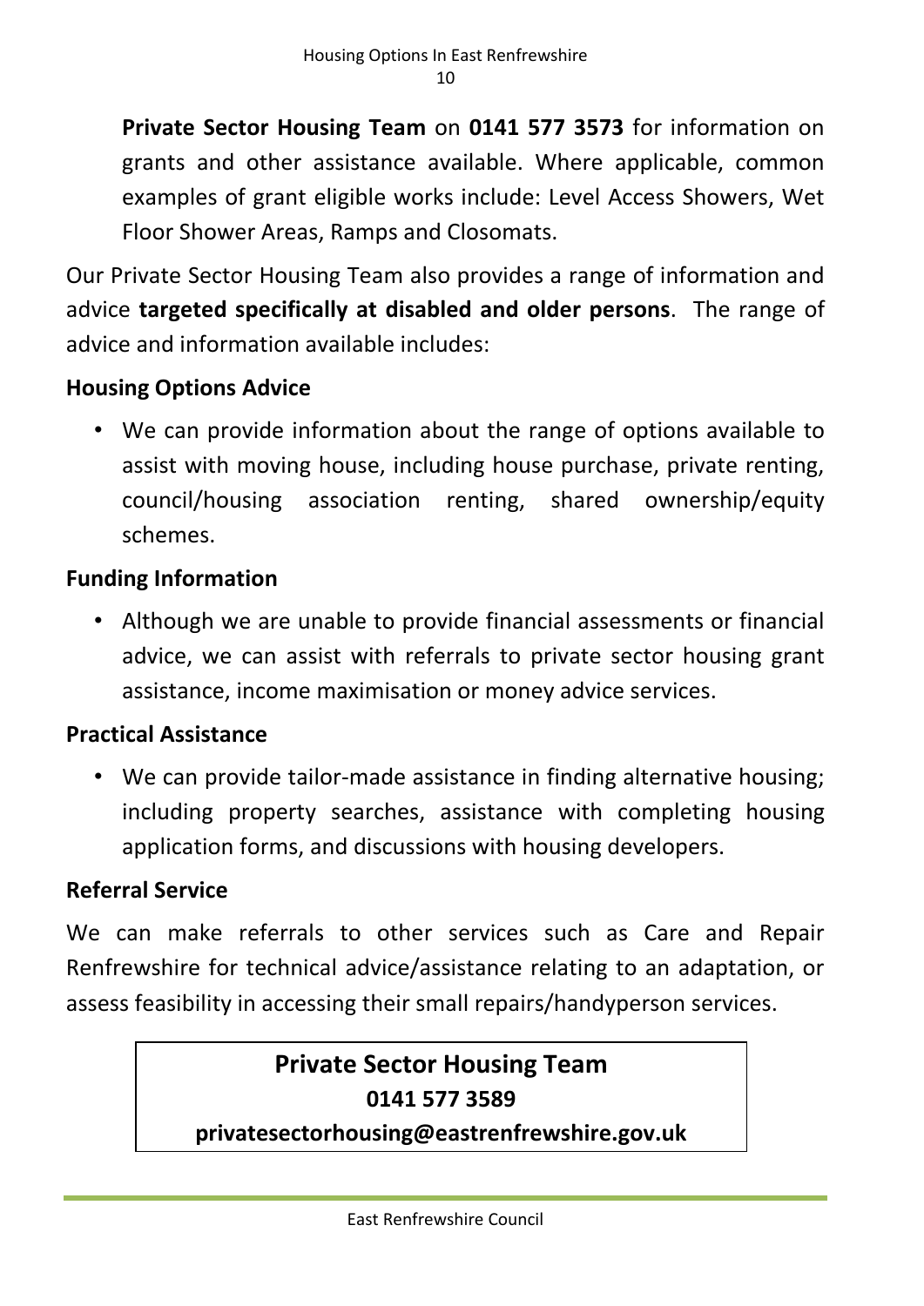**Private Sector Housing Team** on **0141 577 3573** for information on grants and other assistance available. Where applicable, common examples of grant eligible works include: Level Access Showers, Wet Floor Shower Areas, Ramps and Closomats.

Our Private Sector Housing Team also provides a range of information and advice **targeted specifically at disabled and older persons**. The range of advice and information available includes:

**Housing Options Advice**

- We can provide information about the range of options available to assist with moving house, including house purchase, private renting, council/housing association renting, shared ownership/equity schemes.

**Funding Information**

- Although we are unable to provide financial assessments or financial advice, we can assist with referrals to private sector housing grant assistance, income maximisation or money advice services.

**Practical Assistance**

- We can provide tailor-made assistance in finding alternative housing; including property searches, assistance with completing housing application forms, and discussions with housing developers.

**Referral Service**

We can make referrals to other services such as Care and Repair Renfrewshire for technical advice/assistance relating to an adaptation, or assess feasibility in accessing their small repairs/handyperson services.

**Private Sector Housing Team**
**0141 577 3589**
**privatesectorhousing@eastrenfrewshire.gov.uk**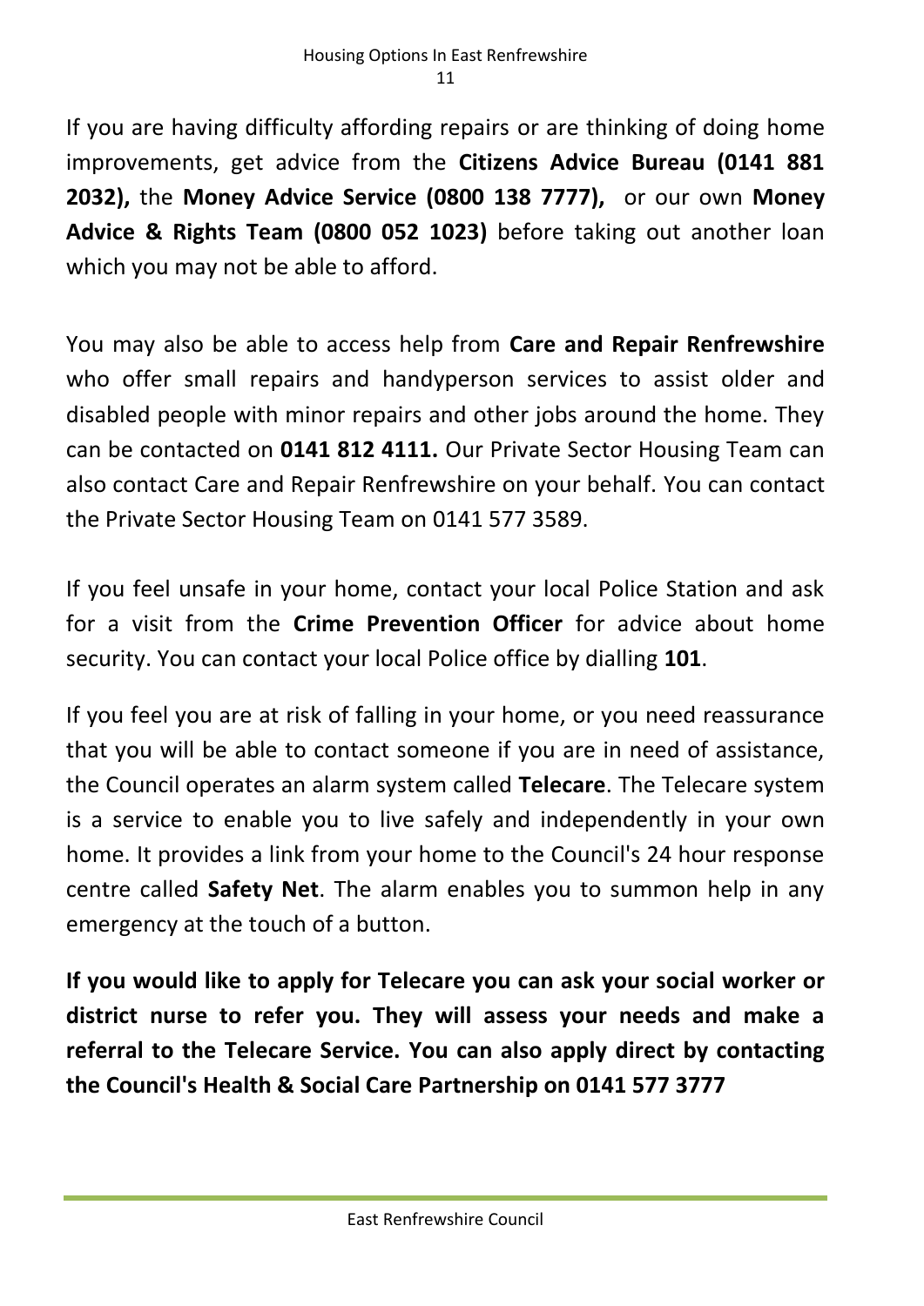If you are having difficulty affording repairs or are thinking of doing home improvements, get advice from the **Citizens Advice Bureau (0141 881 2032),** the **Money Advice Service (0800 138 7777),** or our own **Money Advice & Rights Team (0800 052 1023)** before taking out another loan which you may not be able to afford.

You may also be able to access help from **Care and Repair Renfrewshire** who offer small repairs and handyperson services to assist older and disabled people with minor repairs and other jobs around the home. They can be contacted on **0141 812 4111.** Our Private Sector Housing Team can also contact Care and Repair Renfrewshire on your behalf. You can contact the Private Sector Housing Team on 0141 577 3589.

If you feel unsafe in your home, contact your local Police Station and ask for a visit from the **Crime Prevention Officer** for advice about home security. You can contact your local Police office by dialling **101**.

If you feel you are at risk of falling in your home, or you need reassurance that you will be able to contact someone if you are in need of assistance, the Council operates an alarm system called **Telecare**. The Telecare system is a service to enable you to live safely and independently in your own home. It provides a link from your home to the Council's 24 hour response centre called **Safety Net**. The alarm enables you to summon help in any emergency at the touch of a button.

**If you would like to apply for Telecare you can ask your social worker or district nurse to refer you. They will assess your needs and make a referral to the Telecare Service. You can also apply direct by contacting the Council's Health & Social Care Partnership on 0141 577 3777**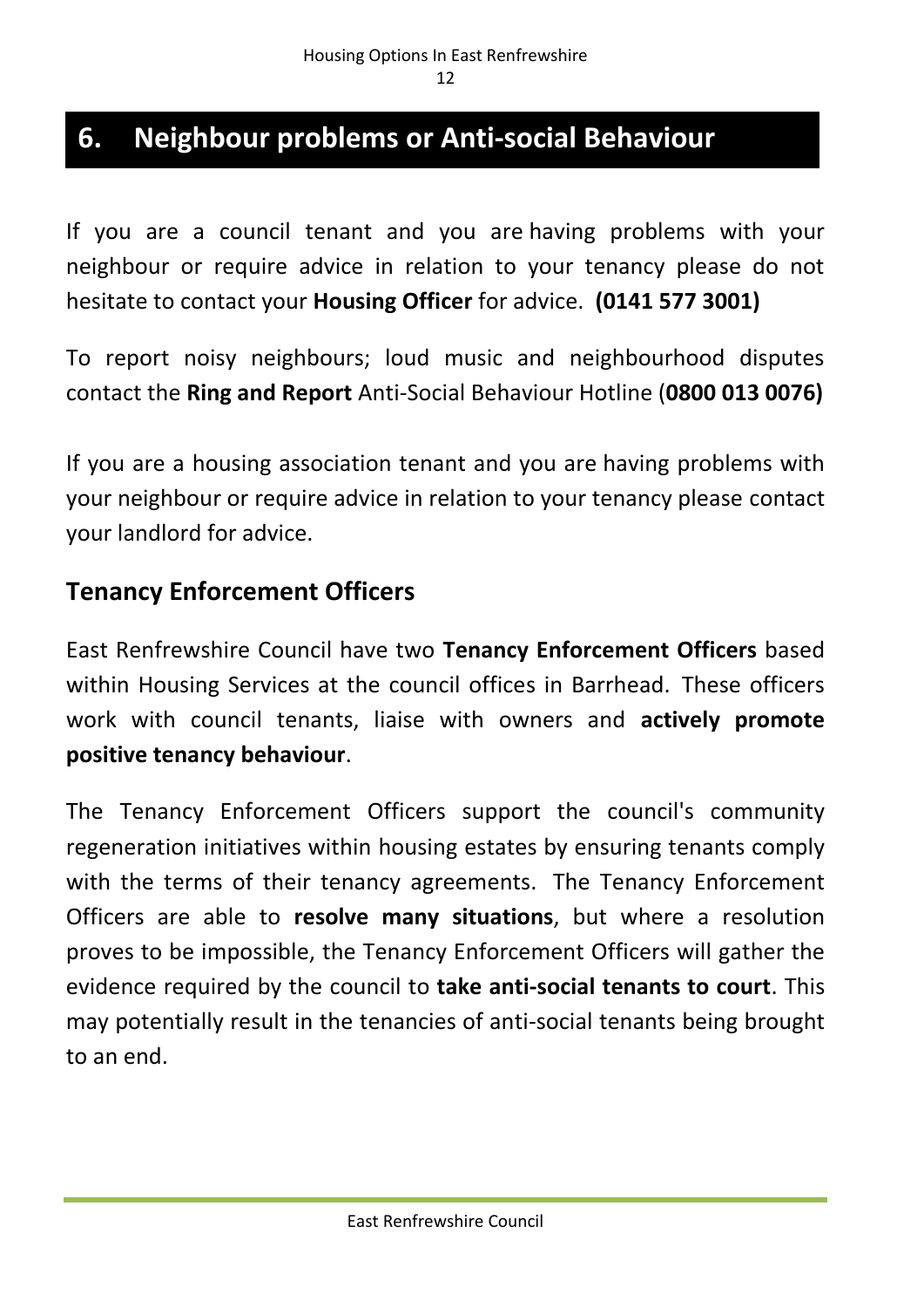## 6. Neighbour problems or Anti-social Behaviour

If you are a council tenant and you are having problems with your neighbour or require advice in relation to your tenancy please do not hesitate to contact your **Housing Officer** for advice. **(0141 577 3001)**

To report noisy neighbours; loud music and neighbourhood disputes contact the **Ring and Report** Anti-Social Behaviour Hotline (**0800 013 0076)**

If you are a housing association tenant and you are having problems with your neighbour or require advice in relation to your tenancy please contact your landlord for advice.

### Tenancy Enforcement Officers

East Renfrewshire Council have two **Tenancy Enforcement Officers** based within Housing Services at the council offices in Barrhead. These officers work with council tenants, liaise with owners and **actively promote positive tenancy behaviour**.

The Tenancy Enforcement Officers support the council's community regeneration initiatives within housing estates by ensuring tenants comply with the terms of their tenancy agreements. The Tenancy Enforcement Officers are able to **resolve many situations**, but where a resolution proves to be impossible, the Tenancy Enforcement Officers will gather the evidence required by the council to **take anti-social tenants to court**. This may potentially result in the tenancies of anti-social tenants being brought to an end.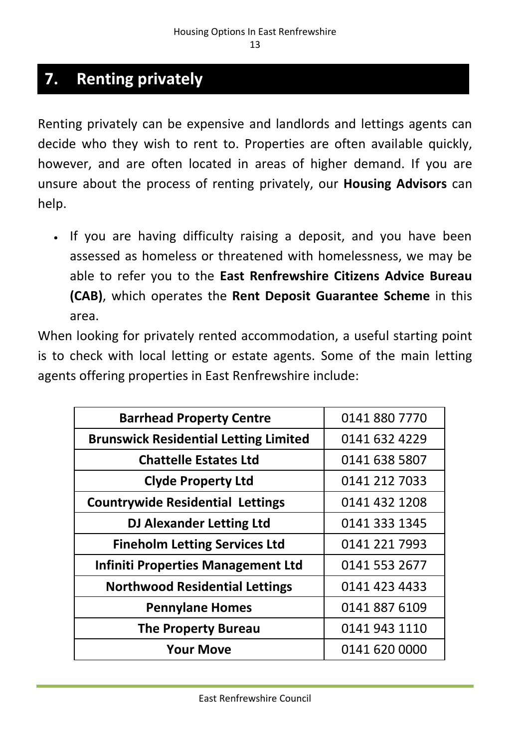## 7. Renting privately

Renting privately can be expensive and landlords and lettings agents can decide who they wish to rent to. Properties are often available quickly, however, and are often located in areas of higher demand. If you are unsure about the process of renting privately, our **Housing Advisors** can help.

- If you are having difficulty raising a deposit, and you have been assessed as homeless or threatened with homelessness, we may be able to refer you to the **East Renfrewshire Citizens Advice Bureau (CAB)**, which operates the **Rent Deposit Guarantee Scheme** in this area.

When looking for privately rented accommodation, a useful starting point is to check with local letting or estate agents. Some of the main letting agents offering properties in East Renfrewshire include:

| Letting agent | Phone |
|---|---|
| **Barrhead Property Centre** | 0141 880 7770 |
| **Brunswick Residential Letting Limited** | 0141 632 4229 |
| **Chattelle Estates Ltd** | 0141 638 5807 |
| **Clyde Property Ltd** | 0141 212 7033 |
| **Countrywide Residential Lettings** | 0141 432 1208 |
| **DJ Alexander Letting Ltd** | 0141 333 1345 |
| **Fineholm Letting Services Ltd** | 0141 221 7993 |
| **Infiniti Properties Management Ltd** | 0141 553 2677 |
| **Northwood Residential Lettings** | 0141 423 4433 |
| **Pennylane Homes** | 0141 887 6109 |
| **The Property Bureau** | 0141 943 1110 |
| **Your Move** | 0141 620 0000 |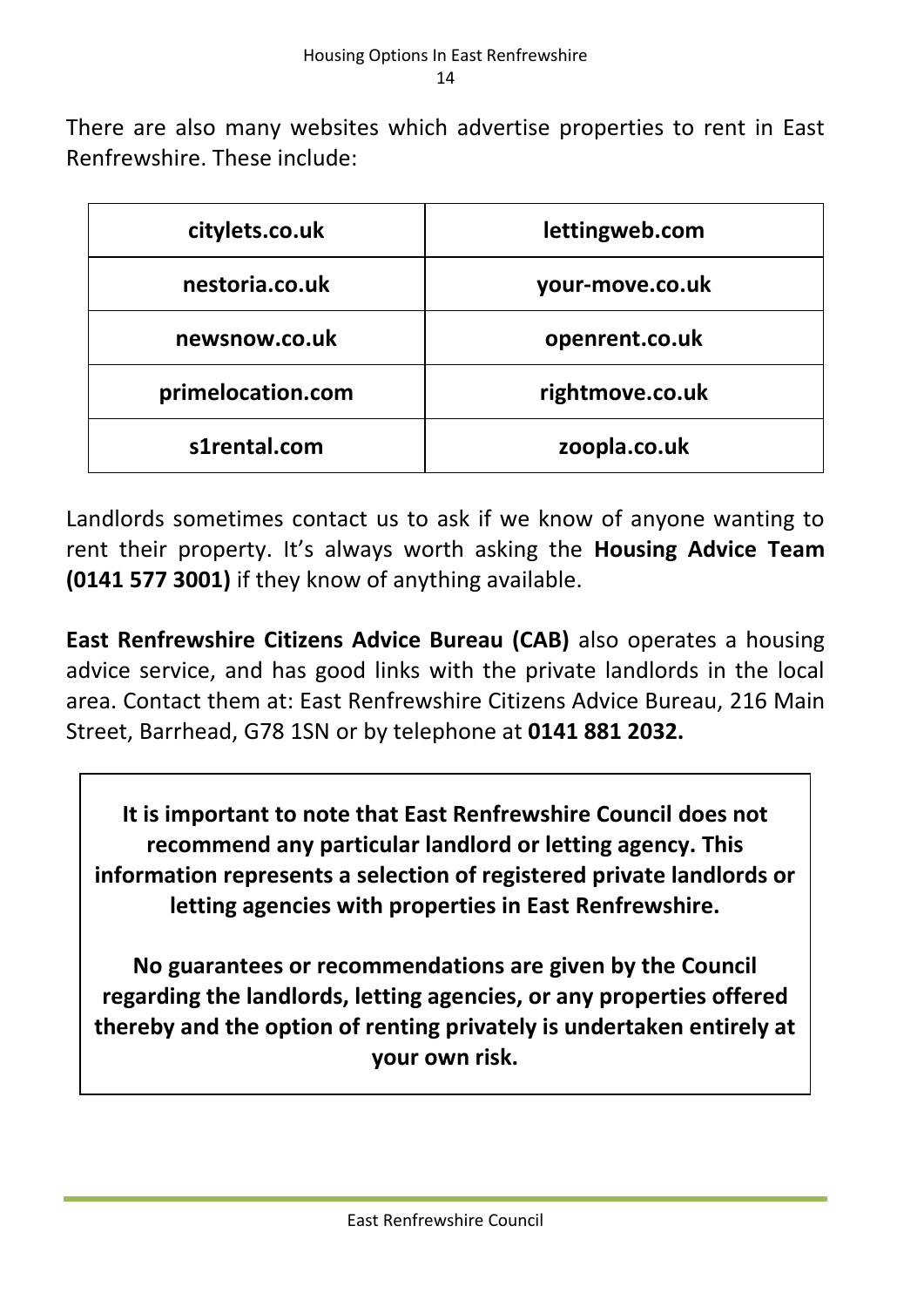There are also many websites which advertise properties to rent in East Renfrewshire. These include:

| | |
|---|---|
| **citylets.co.uk** | **lettingweb.com** |
| **nestoria.co.uk** | **your-move.co.uk** |
| **newsnow.co.uk** | **openrent.co.uk** |
| **primelocation.com** | **rightmove.co.uk** |
| **s1rental.com** | **zoopla.co.uk** |

Landlords sometimes contact us to ask if we know of anyone wanting to rent their property. It's always worth asking the **Housing Advice Team (0141 577 3001)** if they know of anything available.

**East Renfrewshire Citizens Advice Bureau (CAB)** also operates a housing advice service, and has good links with the private landlords in the local area. Contact them at: East Renfrewshire Citizens Advice Bureau, 216 Main Street, Barrhead, G78 1SN or by telephone at **0141 881 2032.**

**It is important to note that East Renfrewshire Council does not recommend any particular landlord or letting agency. This information represents a selection of registered private landlords or letting agencies with properties in East Renfrewshire.**

**No guarantees or recommendations are given by the Council regarding the landlords, letting agencies, or any properties offered thereby and the option of renting privately is undertaken entirely at your own risk.**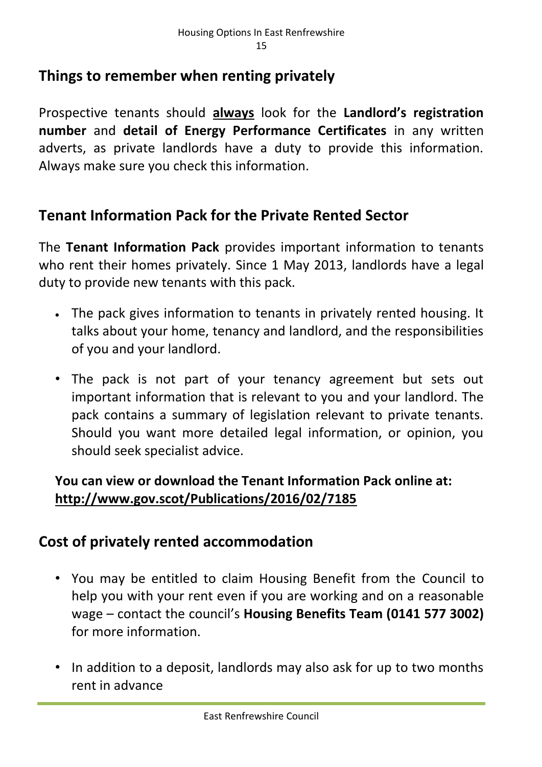## Things to remember when renting privately

Prospective tenants should **always** look for the **Landlord's registration number** and **detail of Energy Performance Certificates** in any written adverts, as private landlords have a duty to provide this information. Always make sure you check this information.

## Tenant Information Pack for the Private Rented Sector

The **Tenant Information Pack** provides important information to tenants who rent their homes privately. Since 1 May 2013, landlords have a legal duty to provide new tenants with this pack.

- The pack gives information to tenants in privately rented housing. It talks about your home, tenancy and landlord, and the responsibilities of you and your landlord.
- The pack is not part of your tenancy agreement but sets out important information that is relevant to you and your landlord. The pack contains a summary of legislation relevant to private tenants. Should you want more detailed legal information, or opinion, you should seek specialist advice.

**You can view or download the Tenant Information Pack online at: http://www.gov.scot/Publications/2016/02/7185**

## Cost of privately rented accommodation

- You may be entitled to claim Housing Benefit from the Council to help you with your rent even if you are working and on a reasonable wage – contact the council's **Housing Benefits Team (0141 577 3002)** for more information.
- In addition to a deposit, landlords may also ask for up to two months rent in advance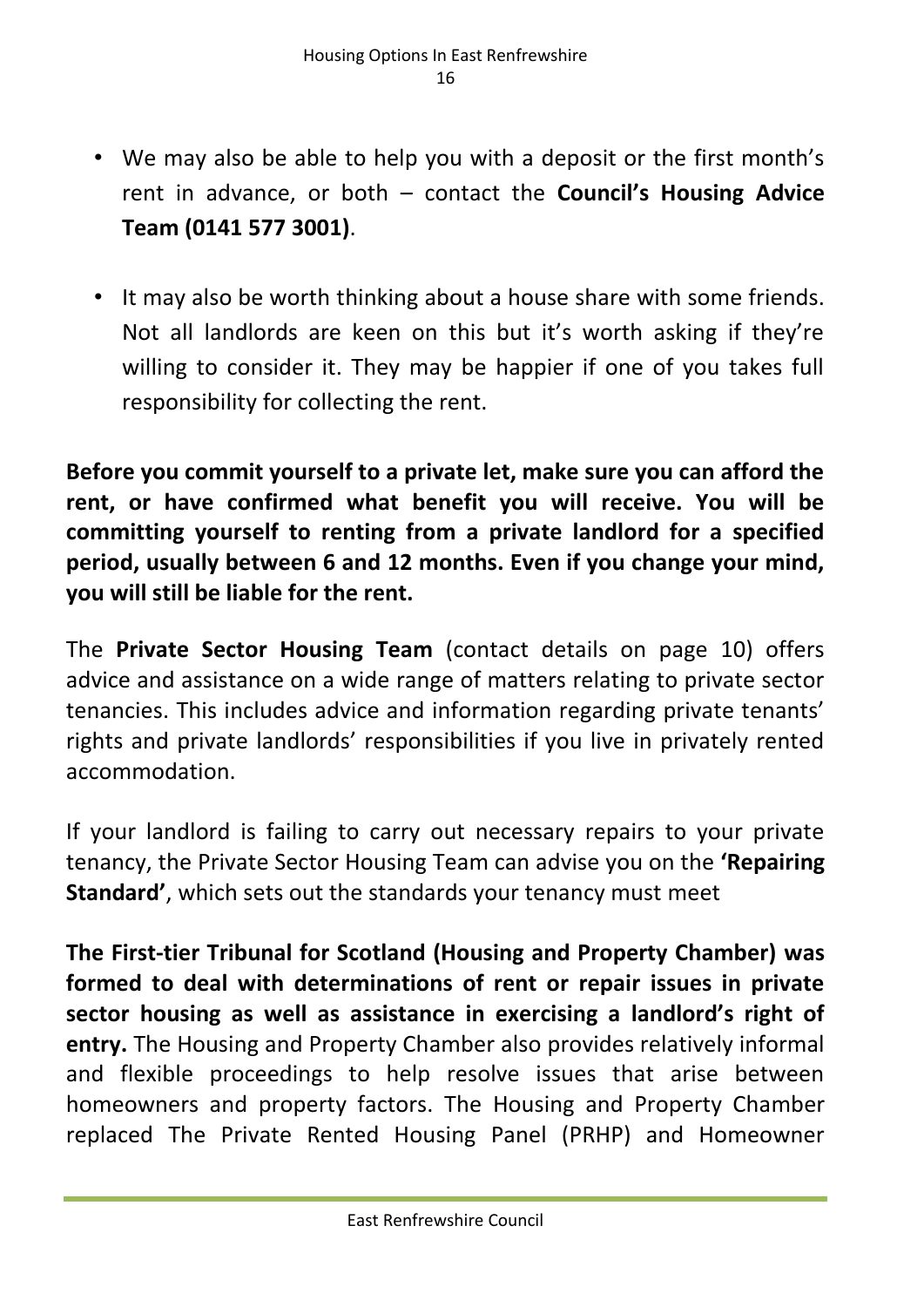- We may also be able to help you with a deposit or the first month's rent in advance, or both – contact the **Council's Housing Advice Team (0141 577 3001)**.
- It may also be worth thinking about a house share with some friends. Not all landlords are keen on this but it's worth asking if they're willing to consider it. They may be happier if one of you takes full responsibility for collecting the rent.

**Before you commit yourself to a private let, make sure you can afford the rent, or have confirmed what benefit you will receive. You will be committing yourself to renting from a private landlord for a specified period, usually between 6 and 12 months. Even if you change your mind, you will still be liable for the rent.**

The **Private Sector Housing Team** (contact details on page 10) offers advice and assistance on a wide range of matters relating to private sector tenancies. This includes advice and information regarding private tenants' rights and private landlords' responsibilities if you live in privately rented accommodation.

If your landlord is failing to carry out necessary repairs to your private tenancy, the Private Sector Housing Team can advise you on the **'Repairing Standard'**, which sets out the standards your tenancy must meet

**The First-tier Tribunal for Scotland (Housing and Property Chamber) was formed to deal with determinations of rent or repair issues in private sector housing as well as assistance in exercising a landlord's right of entry.** The Housing and Property Chamber also provides relatively informal and flexible proceedings to help resolve issues that arise between homeowners and property factors. The Housing and Property Chamber replaced The Private Rented Housing Panel (PRHP) and Homeowner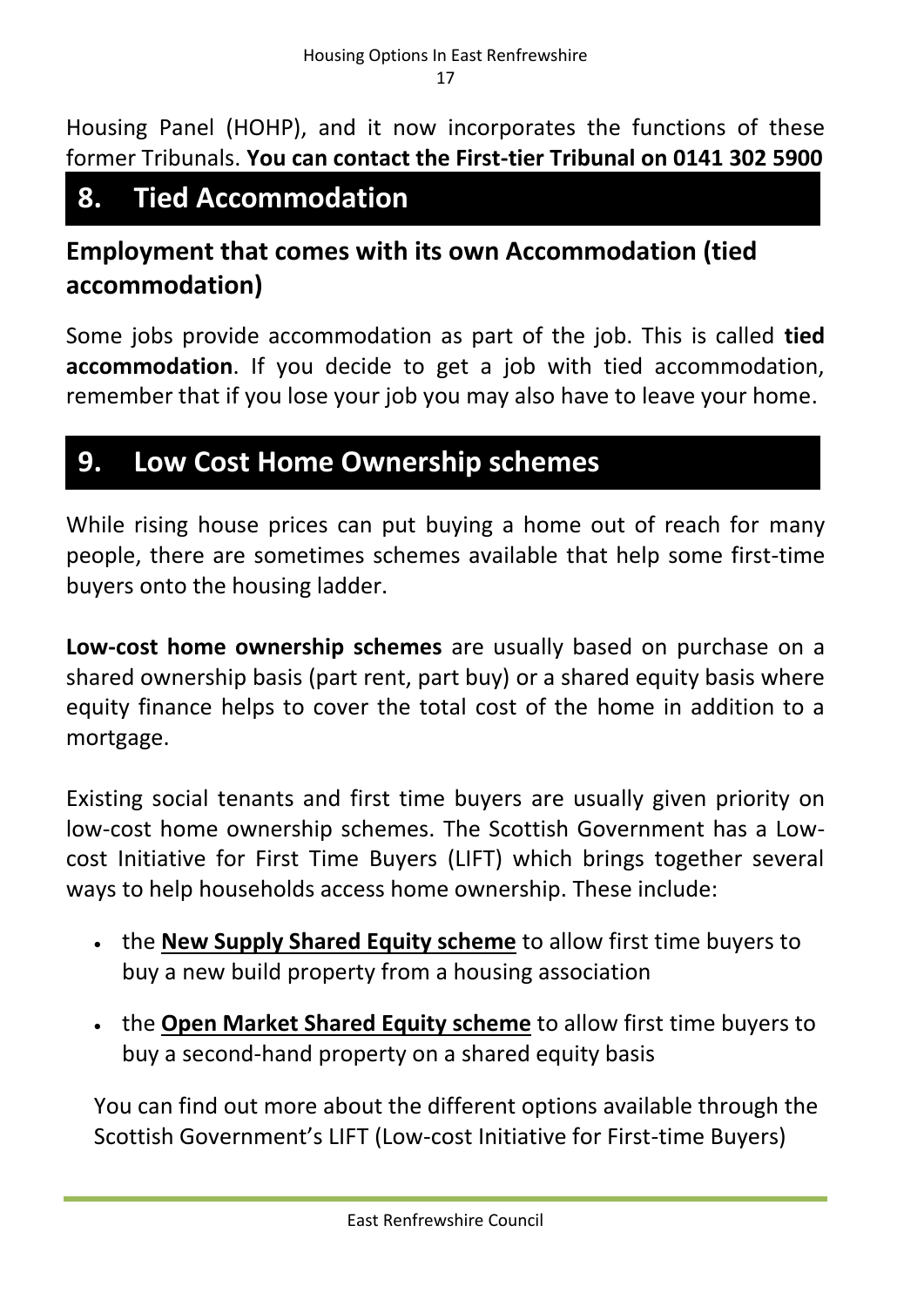Housing Panel (HOHP), and it now incorporates the functions of these former Tribunals. **You can contact the First-tier Tribunal on 0141 302 5900**

## 8. Tied Accommodation

### Employment that comes with its own Accommodation (tied accommodation)

Some jobs provide accommodation as part of the job. This is called **tied accommodation**. If you decide to get a job with tied accommodation, remember that if you lose your job you may also have to leave your home.

## 9. Low Cost Home Ownership schemes

While rising house prices can put buying a home out of reach for many people, there are sometimes schemes available that help some first-time buyers onto the housing ladder.

**Low-cost home ownership schemes** are usually based on purchase on a shared ownership basis (part rent, part buy) or a shared equity basis where equity finance helps to cover the total cost of the home in addition to a mortgage.

Existing social tenants and first time buyers are usually given priority on low-cost home ownership schemes. The Scottish Government has a Low-cost Initiative for First Time Buyers (LIFT) which brings together several ways to help households access home ownership. These include:

- the **New Supply Shared Equity scheme** to allow first time buyers to buy a new build property from a housing association
- the **Open Market Shared Equity scheme** to allow first time buyers to buy a second-hand property on a shared equity basis

You can find out more about the different options available through the Scottish Government's LIFT (Low-cost Initiative for First-time Buyers)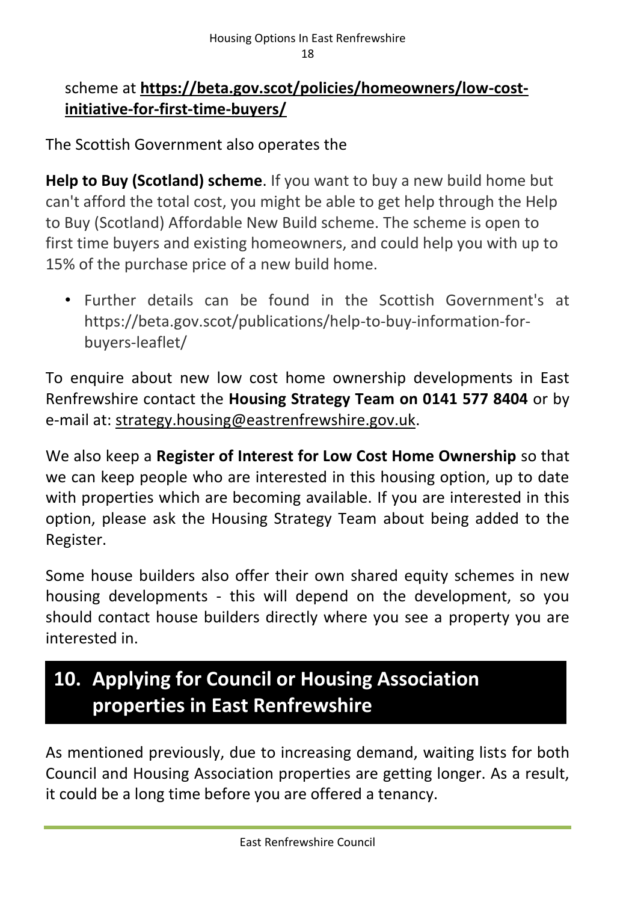scheme at **https://beta.gov.scot/policies/homeowners/low-cost-initiative-for-first-time-buyers/**

The Scottish Government also operates the

**Help to Buy (Scotland) scheme**. If you want to buy a new build home but can't afford the total cost, you might be able to get help through the Help to Buy (Scotland) Affordable New Build scheme. The scheme is open to first time buyers and existing homeowners, and could help you with up to 15% of the purchase price of a new build home.

- Further details can be found in the Scottish Government's at https://beta.gov.scot/publications/help-to-buy-information-for-buyers-leaflet/

To enquire about new low cost home ownership developments in East Renfrewshire contact the **Housing Strategy Team on 0141 577 8404** or by e-mail at: strategy.housing@eastrenfrewshire.gov.uk.

We also keep a **Register of Interest for Low Cost Home Ownership** so that we can keep people who are interested in this housing option, up to date with properties which are becoming available. If you are interested in this option, please ask the Housing Strategy Team about being added to the Register.

Some house builders also offer their own shared equity schemes in new housing developments - this will depend on the development, so you should contact house builders directly where you see a property you are interested in.

## 10. Applying for Council or Housing Association properties in East Renfrewshire

As mentioned previously, due to increasing demand, waiting lists for both Council and Housing Association properties are getting longer. As a result, it could be a long time before you are offered a tenancy.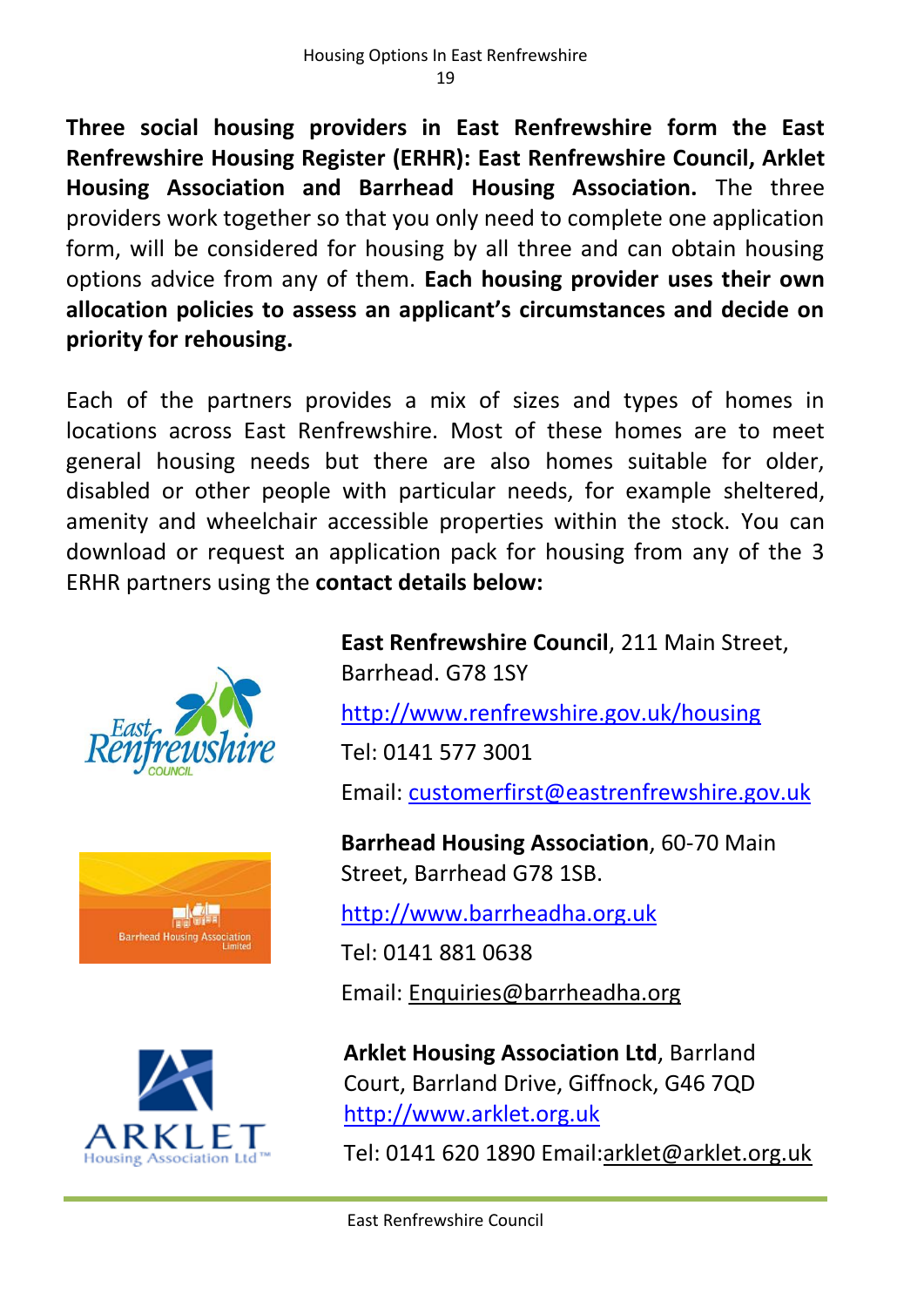**Three social housing providers in East Renfrewshire form the East Renfrewshire Housing Register (ERHR): East Renfrewshire Council, Arklet Housing Association and Barrhead Housing Association.** The three providers work together so that you only need to complete one application form, will be considered for housing by all three and can obtain housing options advice from any of them. **Each housing provider uses their own allocation policies to assess an applicant's circumstances and decide on priority for rehousing.**

Each of the partners provides a mix of sizes and types of homes in locations across East Renfrewshire. Most of these homes are to meet general housing needs but there are also homes suitable for older, disabled or other people with particular needs, for example sheltered, amenity and wheelchair accessible properties within the stock. You can download or request an application pack for housing from any of the 3 ERHR partners using the **contact details below:**

**East Renfrewshire Council**, 211 Main Street, Barrhead. G78 1SY

http://www.renfrewshire.gov.uk/housing

Tel: 0141 577 3001

Email: customerfirst@eastrenfrewshire.gov.uk

**Barrhead Housing Association**, 60-70 Main Street, Barrhead G78 1SB.

http://www.barrheadha.org.uk

Tel: 0141 881 0638

Email: Enquiries@barrheadha.org

**Arklet Housing Association Ltd**, Barrland Court, Barrland Drive, Giffnock, G46 7QD

http://www.arklet.org.uk

Tel: 0141 620 1890 Email:arklet@arklet.org.uk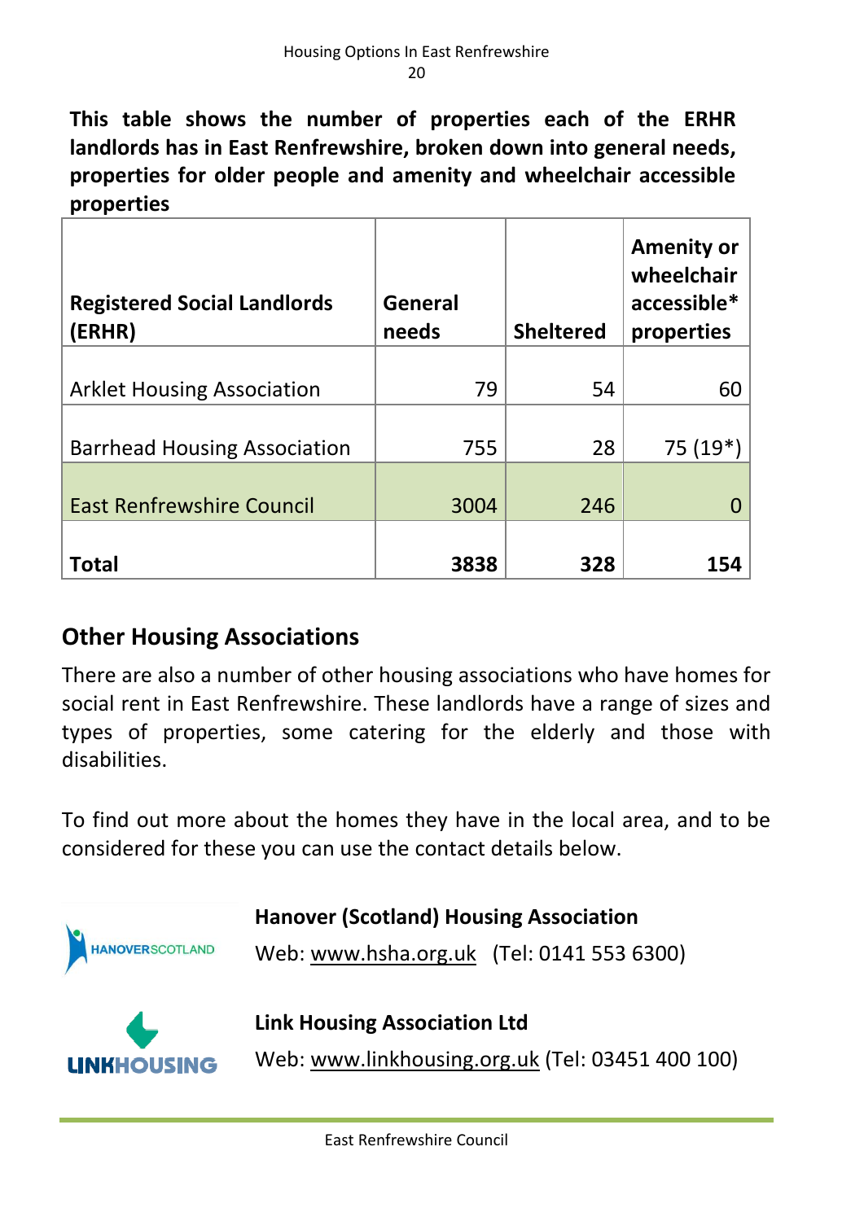**This table shows the number of properties each of the ERHR landlords has in East Renfrewshire, broken down into general needs, properties for older people and amenity and wheelchair accessible properties**

| Registered Social Landlords (ERHR) | General needs | Sheltered | Amenity or wheelchair accessible* properties |
|---|---|---|---|
| Arklet Housing Association | 79 | 54 | 60 |
| Barrhead Housing Association | 755 | 28 | 75 (19*) |
| East Renfrewshire Council | 3004 | 246 | 0 |
| **Total** | **3838** | **328** | **154** |

## Other Housing Associations

There are also a number of other housing associations who have homes for social rent in East Renfrewshire. These landlords have a range of sizes and types of properties, some catering for the elderly and those with disabilities.

To find out more about the homes they have in the local area, and to be considered for these you can use the contact details below.

**Hanover (Scotland) Housing Association**

Web: www.hsha.org.uk (Tel: 0141 553 6300)

**Link Housing Association Ltd**

Web: www.linkhousing.org.uk (Tel: 03451 400 100)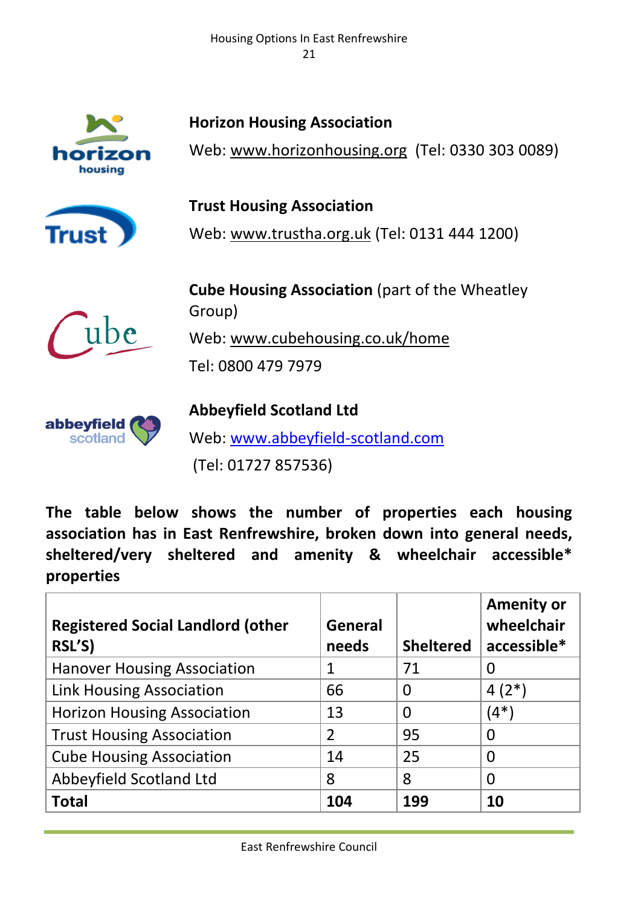**Horizon Housing Association**

Web: www.horizonhousing.org  (Tel: 0330 303 0089)

**Trust Housing Association**

Web: www.trustha.org.uk (Tel: 0131 444 1200)

**Cube Housing Association** (part of the Wheatley Group)

Web: www.cubehousing.co.uk/home

Tel: 0800 479 7979

**Abbeyfield Scotland Ltd**

Web: www.abbeyfield-scotland.com

(Tel: 01727 857536)

**The table below shows the number of properties each housing association has in East Renfrewshire, broken down into general needs, sheltered/very sheltered and amenity & wheelchair accessible* properties**

| Registered Social Landlord (other RSL'S) | General needs | Sheltered | Amenity or wheelchair accessible* |
|---|---|---|---|
| Hanover Housing Association | 1 | 71 | 0 |
| Link Housing Association | 66 | 0 | 4 (2*) |
| Horizon Housing Association | 13 | 0 | (4*) |
| Trust Housing Association | 2 | 95 | 0 |
| Cube Housing Association | 14 | 25 | 0 |
| Abbeyfield Scotland Ltd | 8 | 8 | 0 |
| **Total** | **104** | **199** | **10** |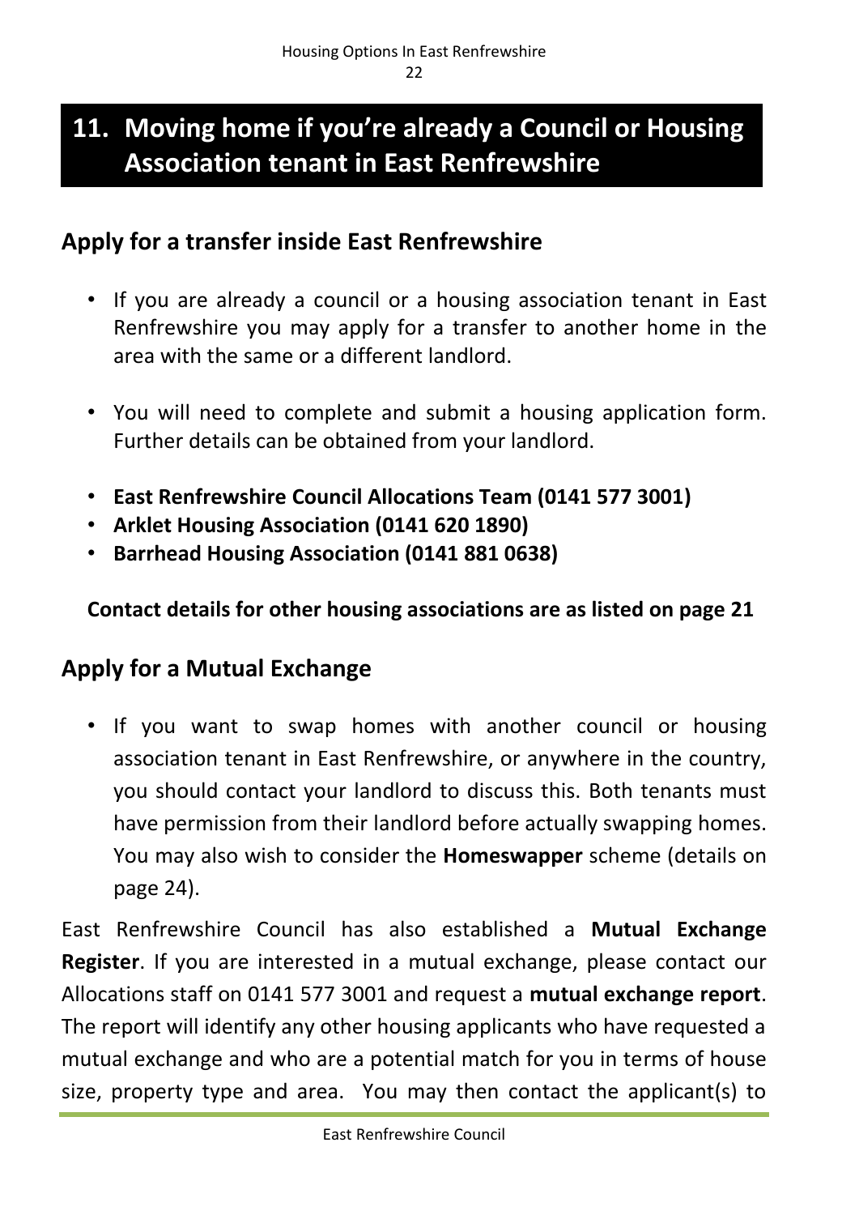# 11. Moving home if you're already a Council or Housing Association tenant in East Renfrewshire

## Apply for a transfer inside East Renfrewshire

- If you are already a council or a housing association tenant in East Renfrewshire you may apply for a transfer to another home in the area with the same or a different landlord.
- You will need to complete and submit a housing application form. Further details can be obtained from your landlord.
- **East Renfrewshire Council Allocations Team (0141 577 3001)**
- **Arklet Housing Association (0141 620 1890)**
- **Barrhead Housing Association (0141 881 0638)**

**Contact details for other housing associations are as listed on page 21**

## Apply for a Mutual Exchange

- If you want to swap homes with another council or housing association tenant in East Renfrewshire, or anywhere in the country, you should contact your landlord to discuss this. Both tenants must have permission from their landlord before actually swapping homes. You may also wish to consider the **Homeswapper** scheme (details on page 24).

East Renfrewshire Council has also established a **Mutual Exchange Register**. If you are interested in a mutual exchange, please contact our Allocations staff on 0141 577 3001 and request a **mutual exchange report**. The report will identify any other housing applicants who have requested a mutual exchange and who are a potential match for you in terms of house size, property type and area. You may then contact the applicant(s) to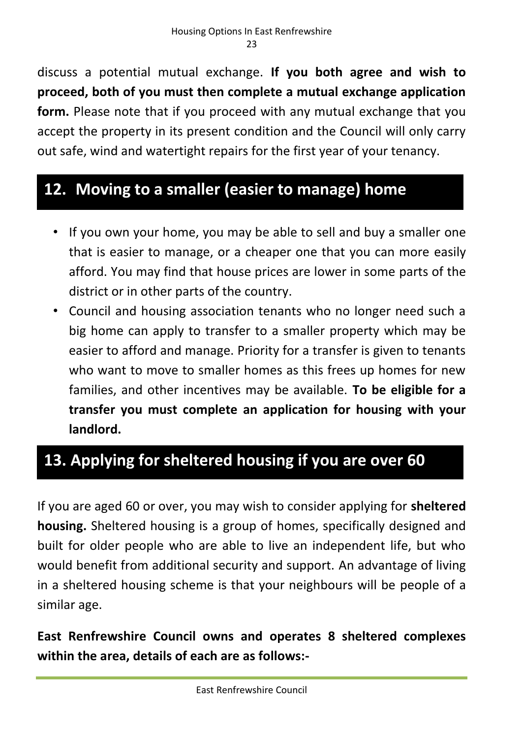discuss a potential mutual exchange. **If you both agree and wish to proceed, both of you must then complete a mutual exchange application form.** Please note that if you proceed with any mutual exchange that you accept the property in its present condition and the Council will only carry out safe, wind and watertight repairs for the first year of your tenancy.

## 12. Moving to a smaller (easier to manage) home

- If you own your home, you may be able to sell and buy a smaller one that is easier to manage, or a cheaper one that you can more easily afford. You may find that house prices are lower in some parts of the district or in other parts of the country.
- Council and housing association tenants who no longer need such a big home can apply to transfer to a smaller property which may be easier to afford and manage. Priority for a transfer is given to tenants who want to move to smaller homes as this frees up homes for new families, and other incentives may be available. **To be eligible for a transfer you must complete an application for housing with your landlord.**

## 13. Applying for sheltered housing if you are over 60

If you are aged 60 or over, you may wish to consider applying for **sheltered housing.** Sheltered housing is a group of homes, specifically designed and built for older people who are able to live an independent life, but who would benefit from additional security and support. An advantage of living in a sheltered housing scheme is that your neighbours will be people of a similar age.

**East Renfrewshire Council owns and operates 8 sheltered complexes within the area, details of each are as follows:-**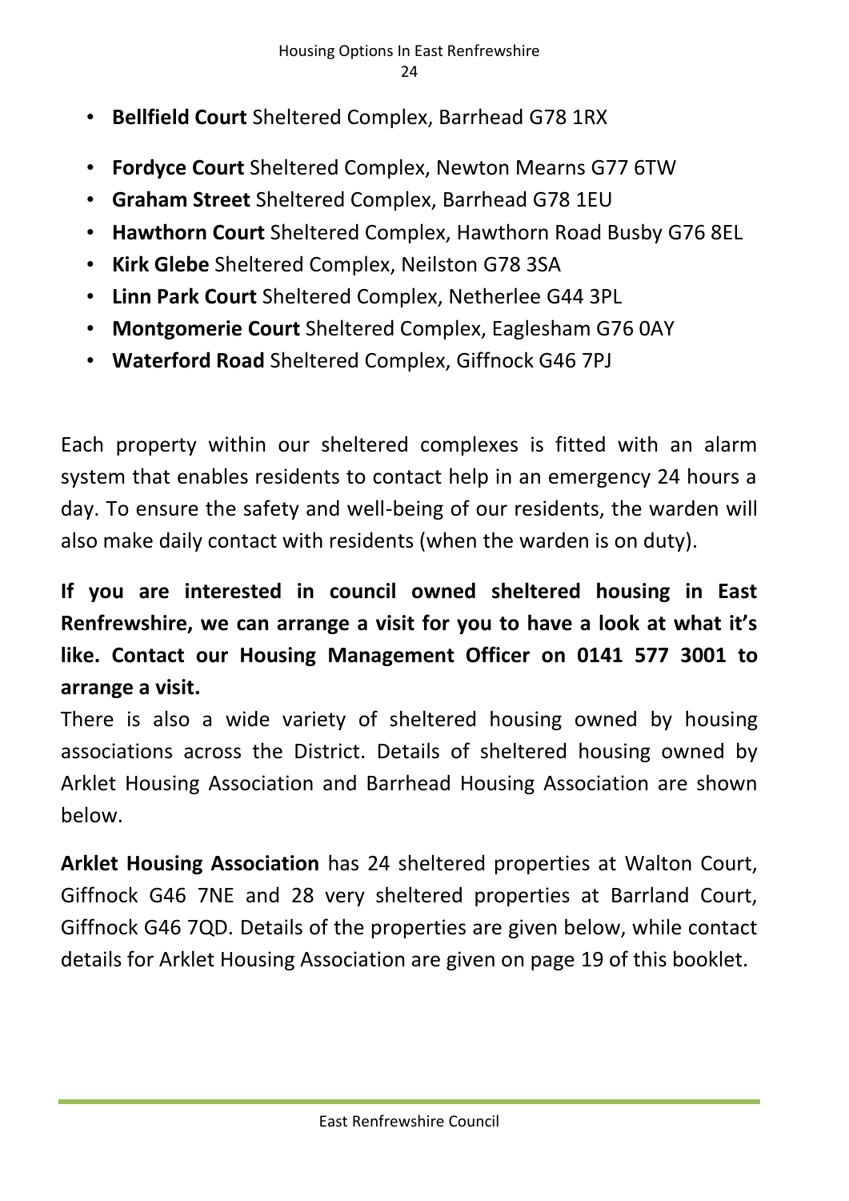- **Bellfield Court** Sheltered Complex, Barrhead G78 1RX
- **Fordyce Court** Sheltered Complex, Newton Mearns G77 6TW
- **Graham Street** Sheltered Complex, Barrhead G78 1EU
- **Hawthorn Court** Sheltered Complex, Hawthorn Road Busby G76 8EL
- **Kirk Glebe** Sheltered Complex, Neilston G78 3SA
- **Linn Park Court** Sheltered Complex, Netherlee G44 3PL
- **Montgomerie Court** Sheltered Complex, Eaglesham G76 0AY
- **Waterford Road** Sheltered Complex, Giffnock G46 7PJ

Each property within our sheltered complexes is fitted with an alarm system that enables residents to contact help in an emergency 24 hours a day. To ensure the safety and well-being of our residents, the warden will also make daily contact with residents (when the warden is on duty).

**If you are interested in council owned sheltered housing in East Renfrewshire, we can arrange a visit for you to have a look at what it's like. Contact our Housing Management Officer on 0141 577 3001 to arrange a visit.**

There is also a wide variety of sheltered housing owned by housing associations across the District. Details of sheltered housing owned by Arklet Housing Association and Barrhead Housing Association are shown below.

**Arklet Housing Association** has 24 sheltered properties at Walton Court, Giffnock G46 7NE and 28 very sheltered properties at Barrland Court, Giffnock G46 7QD. Details of the properties are given below, while contact details for Arklet Housing Association are given on page 19 of this booklet.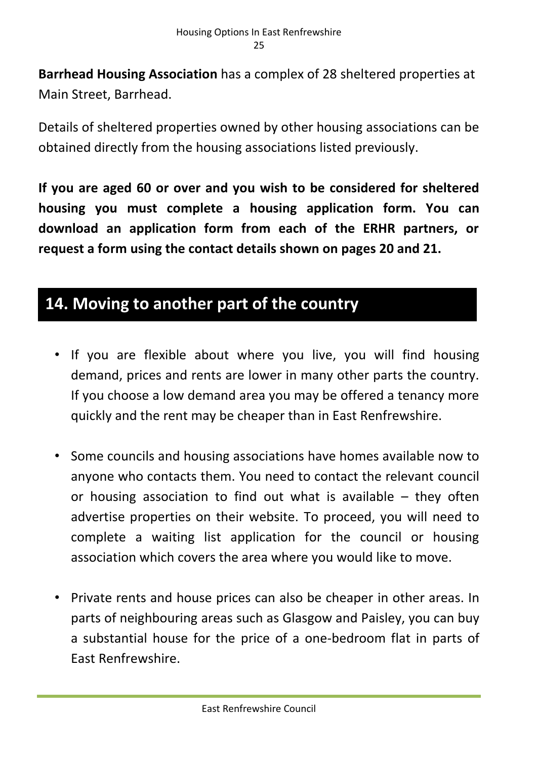**Barrhead Housing Association** has a complex of 28 sheltered properties at Main Street, Barrhead.

Details of sheltered properties owned by other housing associations can be obtained directly from the housing associations listed previously.

**If you are aged 60 or over and you wish to be considered for sheltered housing you must complete a housing application form. You can download an application form from each of the ERHR partners, or request a form using the contact details shown on pages 20 and 21.**

## 14. Moving to another part of the country

- If you are flexible about where you live, you will find housing demand, prices and rents are lower in many other parts the country. If you choose a low demand area you may be offered a tenancy more quickly and the rent may be cheaper than in East Renfrewshire.
- Some councils and housing associations have homes available now to anyone who contacts them. You need to contact the relevant council or housing association to find out what is available – they often advertise properties on their website. To proceed, you will need to complete a waiting list application for the council or housing association which covers the area where you would like to move.
- Private rents and house prices can also be cheaper in other areas. In parts of neighbouring areas such as Glasgow and Paisley, you can buy a substantial house for the price of a one-bedroom flat in parts of East Renfrewshire.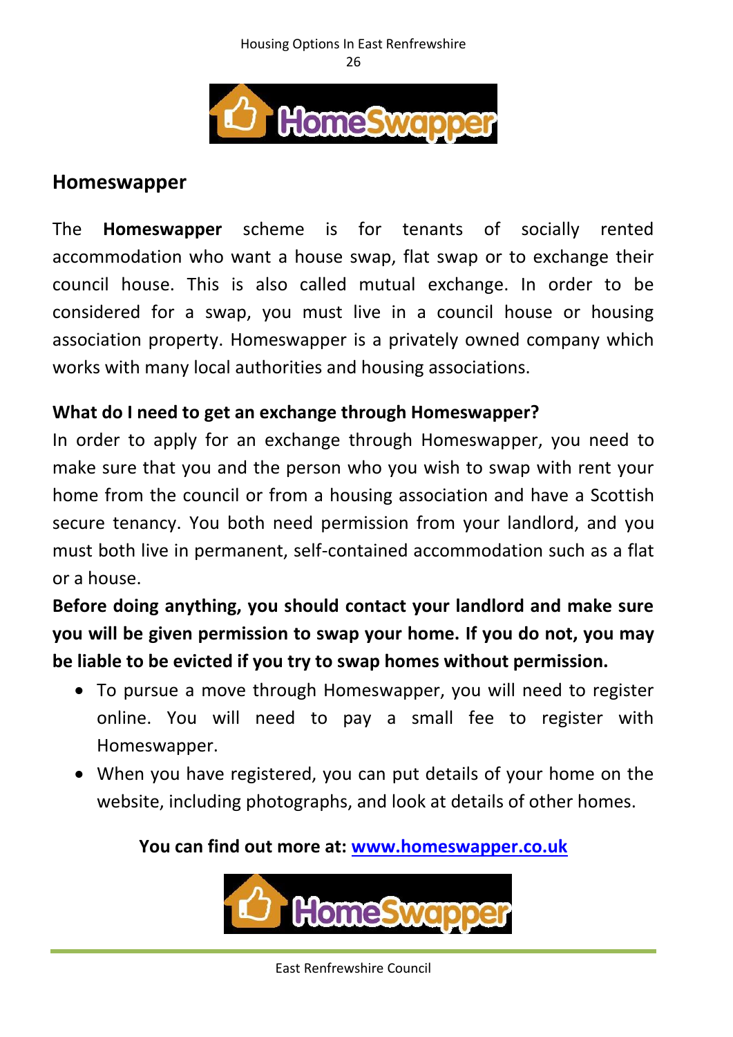## Homeswapper

The **Homeswapper** scheme is for tenants of socially rented accommodation who want a house swap, flat swap or to exchange their council house. This is also called mutual exchange. In order to be considered for a swap, you must live in a council house or housing association property. Homeswapper is a privately owned company which works with many local authorities and housing associations.

### What do I need to get an exchange through Homeswapper?

In order to apply for an exchange through Homeswapper, you need to make sure that you and the person who you wish to swap with rent your home from the council or from a housing association and have a Scottish secure tenancy. You both need permission from your landlord, and you must both live in permanent, self-contained accommodation such as a flat or a house.

**Before doing anything, you should contact your landlord and make sure you will be given permission to swap your home. If you do not, you may be liable to be evicted if you try to swap homes without permission.**

- To pursue a move through Homeswapper, you will need to register online. You will need to pay a small fee to register with Homeswapper.
- When you have registered, you can put details of your home on the website, including photographs, and look at details of other homes.

**You can find out more at: www.homeswapper.co.uk**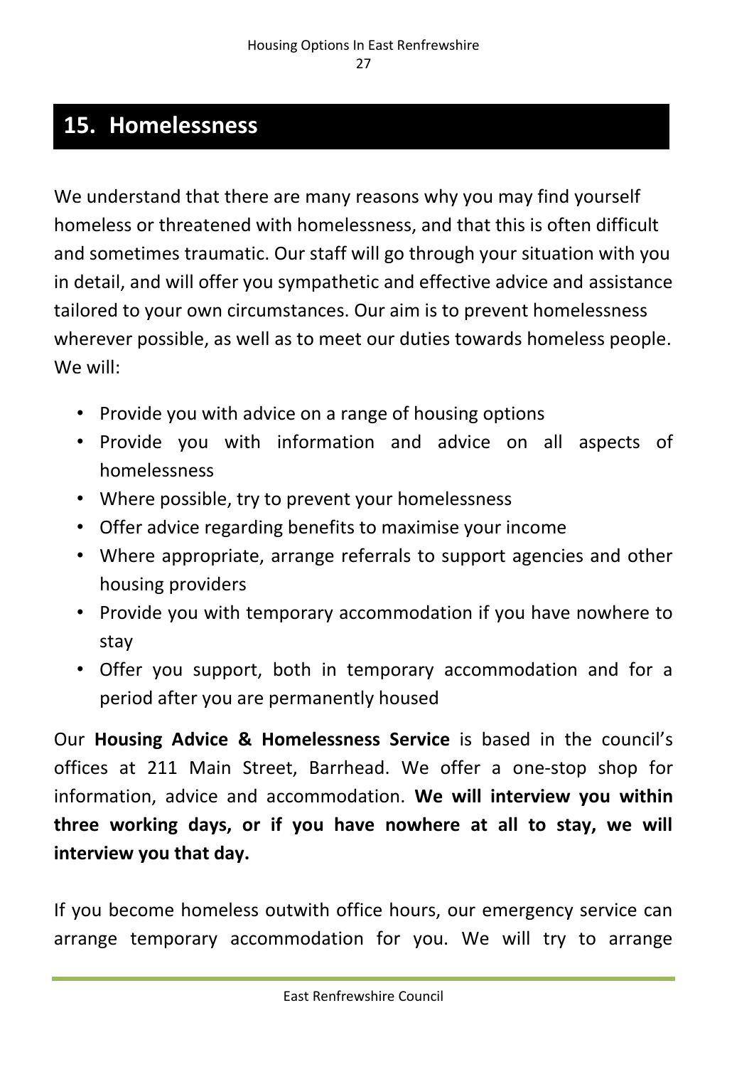## 15. Homelessness

We understand that there are many reasons why you may find yourself homeless or threatened with homelessness, and that this is often difficult and sometimes traumatic. Our staff will go through your situation with you in detail, and will offer you sympathetic and effective advice and assistance tailored to your own circumstances. Our aim is to prevent homelessness wherever possible, as well as to meet our duties towards homeless people. We will:

- Provide you with advice on a range of housing options
- Provide you with information and advice on all aspects of homelessness
- Where possible, try to prevent your homelessness
- Offer advice regarding benefits to maximise your income
- Where appropriate, arrange referrals to support agencies and other housing providers
- Provide you with temporary accommodation if you have nowhere to stay
- Offer you support, both in temporary accommodation and for a period after you are permanently housed

Our **Housing Advice & Homelessness Service** is based in the council's offices at 211 Main Street, Barrhead. We offer a one-stop shop for information, advice and accommodation. **We will interview you within three working days, or if you have nowhere at all to stay, we will interview you that day.**

If you become homeless outwith office hours, our emergency service can arrange temporary accommodation for you. We will try to arrange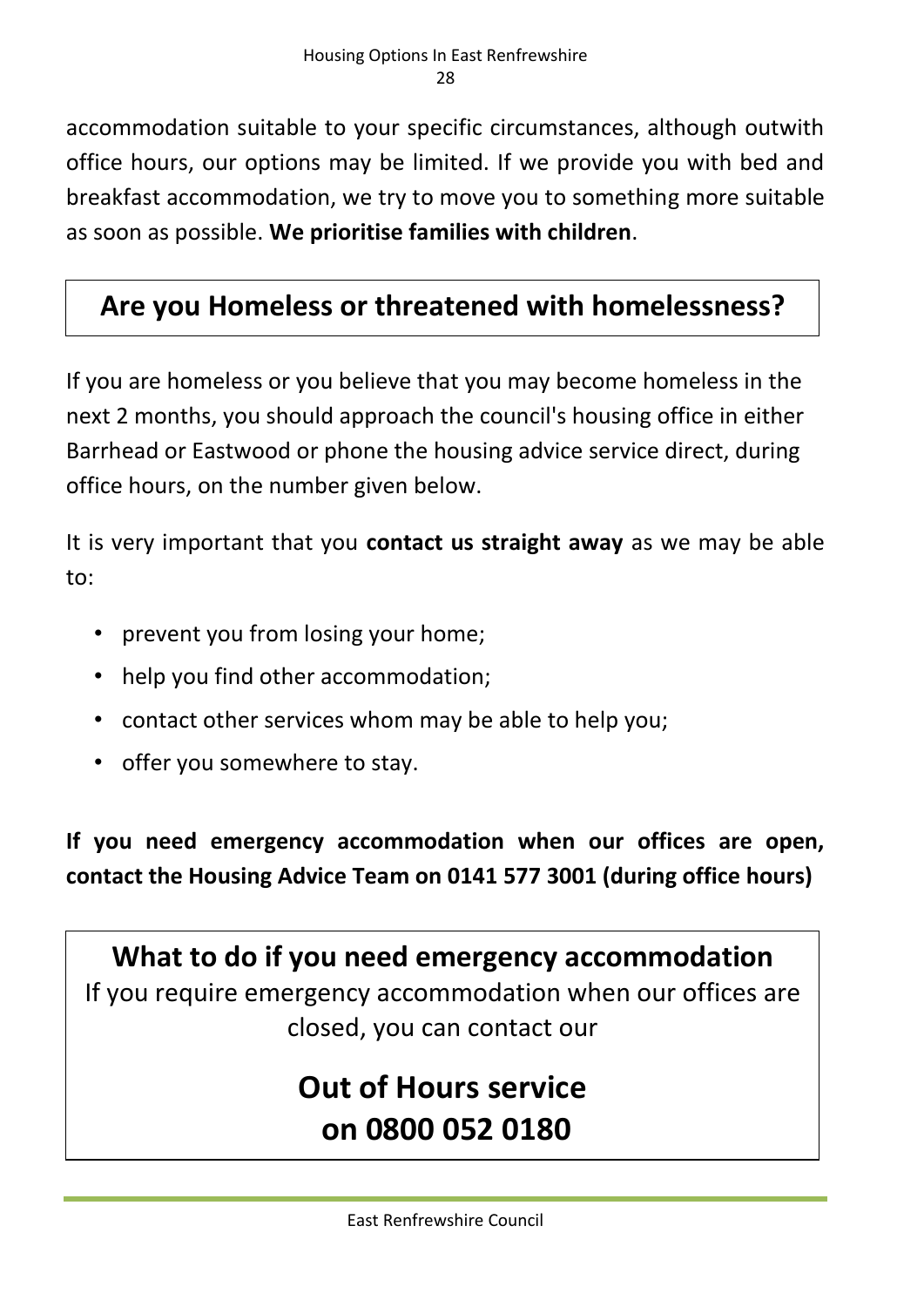accommodation suitable to your specific circumstances, although outwith office hours, our options may be limited. If we provide you with bed and breakfast accommodation, we try to move you to something more suitable as soon as possible. **We prioritise families with children**.

## Are you Homeless or threatened with homelessness?

If you are homeless or you believe that you may become homeless in the next 2 months, you should approach the council's housing office in either Barrhead or Eastwood or phone the housing advice service direct, during office hours, on the number given below.

It is very important that you **contact us straight away** as we may be able to:

- prevent you from losing your home;
- help you find other accommodation;
- contact other services whom may be able to help you;
- offer you somewhere to stay.

**If you need emergency accommodation when our offices are open, contact the Housing Advice Team on 0141 577 3001 (during office hours)**

## What to do if you need emergency accommodation

If you require emergency accommodation when our offices are closed, you can contact our

## Out of Hours service on 0800 052 0180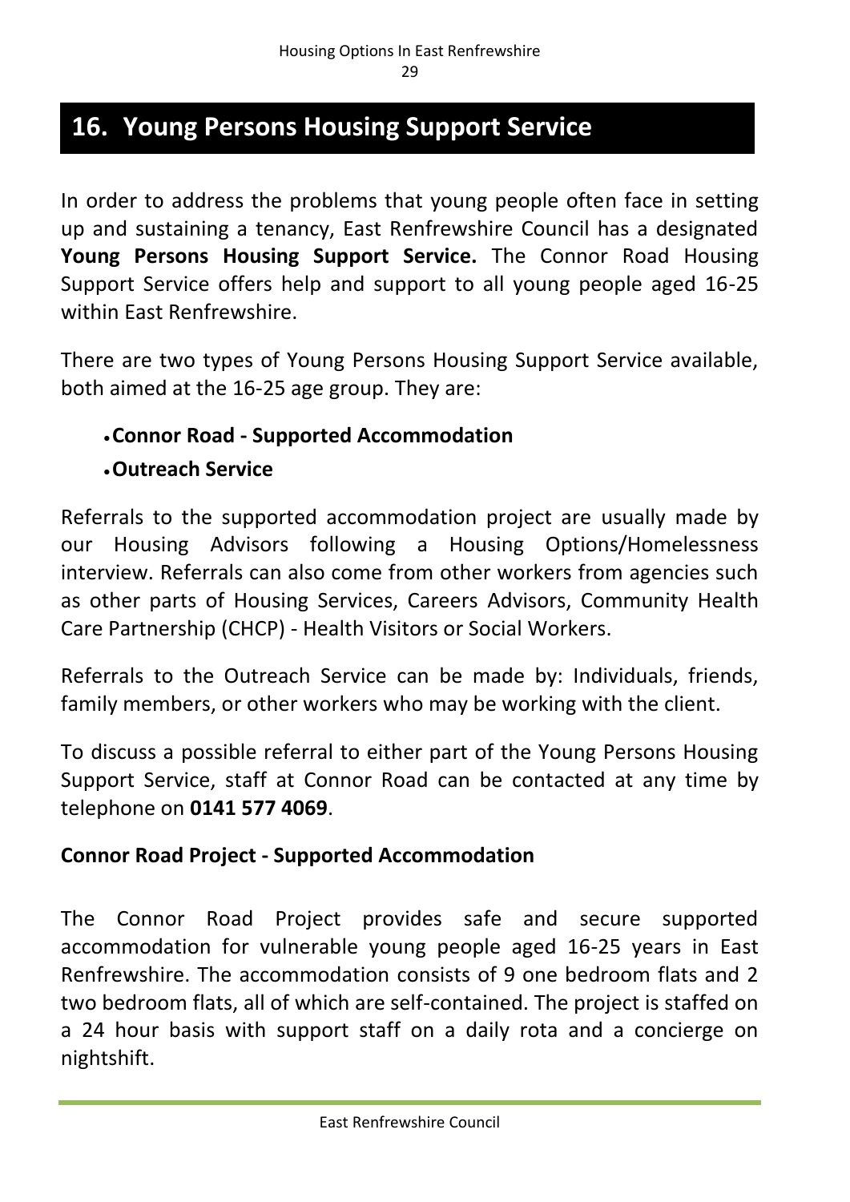## 16. Young Persons Housing Support Service

In order to address the problems that young people often face in setting up and sustaining a tenancy, East Renfrewshire Council has a designated **Young Persons Housing Support Service.** The Connor Road Housing Support Service offers help and support to all young people aged 16-25 within East Renfrewshire.

There are two types of Young Persons Housing Support Service available, both aimed at the 16-25 age group. They are:

- **Connor Road - Supported Accommodation**
- **Outreach Service**

Referrals to the supported accommodation project are usually made by our Housing Advisors following a Housing Options/Homelessness interview. Referrals can also come from other workers from agencies such as other parts of Housing Services, Careers Advisors, Community Health Care Partnership (CHCP) - Health Visitors or Social Workers.

Referrals to the Outreach Service can be made by: Individuals, friends, family members, or other workers who may be working with the client.

To discuss a possible referral to either part of the Young Persons Housing Support Service, staff at Connor Road can be contacted at any time by telephone on **0141 577 4069**.

**Connor Road Project - Supported Accommodation**

The Connor Road Project provides safe and secure supported accommodation for vulnerable young people aged 16-25 years in East Renfrewshire. The accommodation consists of 9 one bedroom flats and 2 two bedroom flats, all of which are self-contained. The project is staffed on a 24 hour basis with support staff on a daily rota and a concierge on nightshift.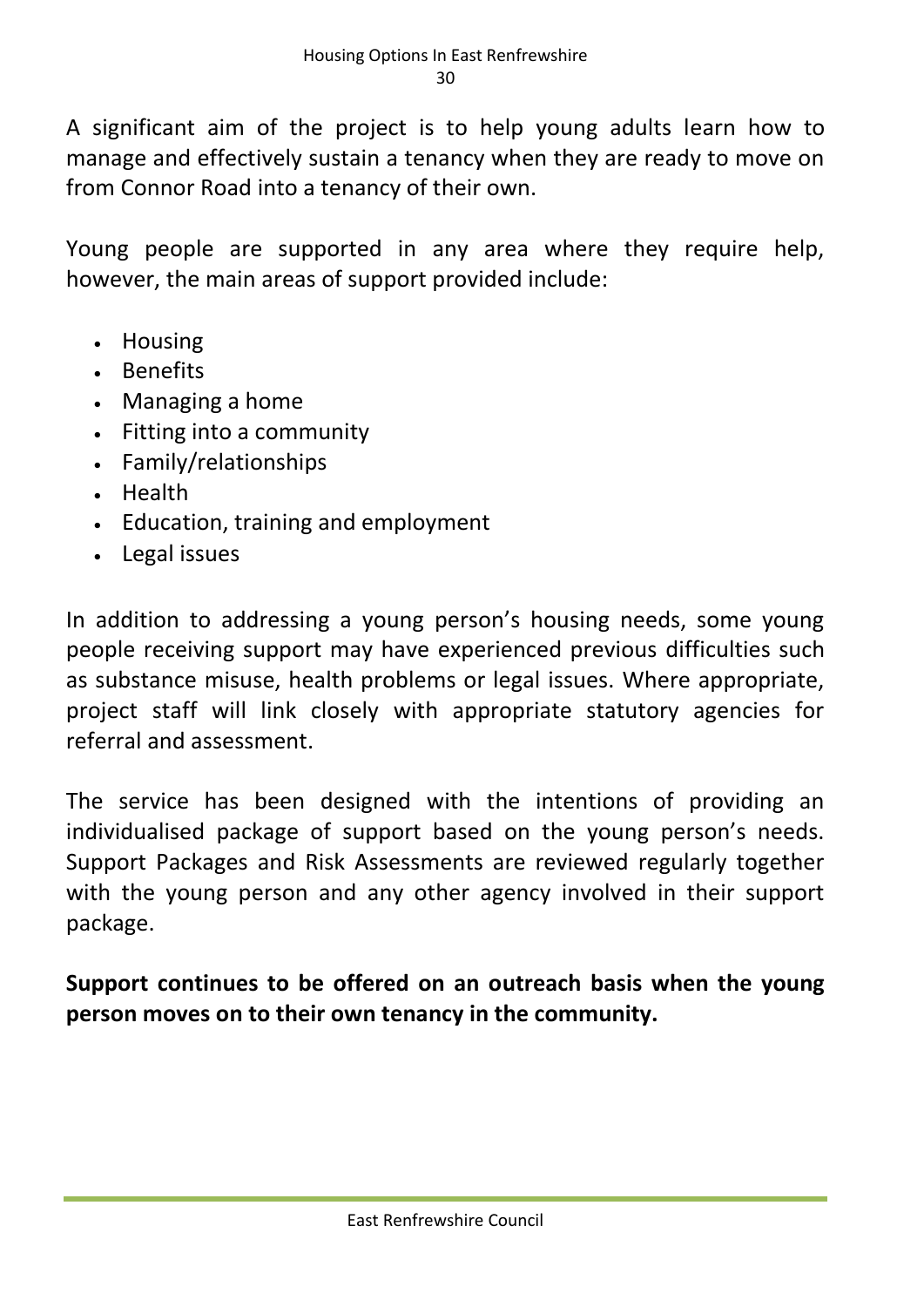A significant aim of the project is to help young adults learn how to manage and effectively sustain a tenancy when they are ready to move on from Connor Road into a tenancy of their own.

Young people are supported in any area where they require help, however, the main areas of support provided include:

- Housing
- Benefits
- Managing a home
- Fitting into a community
- Family/relationships
- Health
- Education, training and employment
- Legal issues

In addition to addressing a young person's housing needs, some young people receiving support may have experienced previous difficulties such as substance misuse, health problems or legal issues. Where appropriate, project staff will link closely with appropriate statutory agencies for referral and assessment.

The service has been designed with the intentions of providing an individualised package of support based on the young person's needs. Support Packages and Risk Assessments are reviewed regularly together with the young person and any other agency involved in their support package.

**Support continues to be offered on an outreach basis when the young person moves on to their own tenancy in the community.**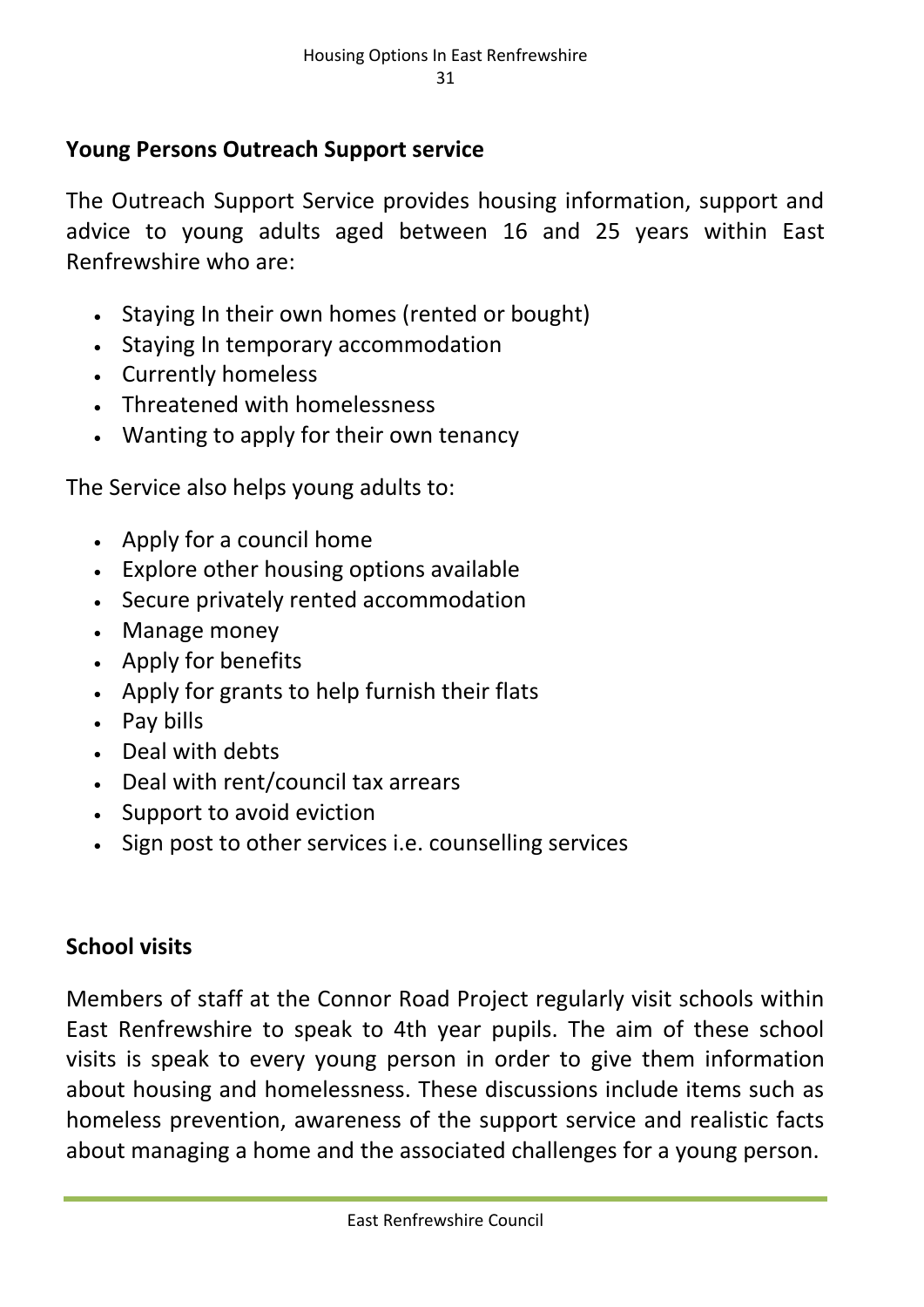## Young Persons Outreach Support service

The Outreach Support Service provides housing information, support and advice to young adults aged between 16 and 25 years within East Renfrewshire who are:

- Staying In their own homes (rented or bought)
- Staying In temporary accommodation
- Currently homeless
- Threatened with homelessness
- Wanting to apply for their own tenancy

The Service also helps young adults to:

- Apply for a council home
- Explore other housing options available
- Secure privately rented accommodation
- Manage money
- Apply for benefits
- Apply for grants to help furnish their flats
- Pay bills
- Deal with debts
- Deal with rent/council tax arrears
- Support to avoid eviction
- Sign post to other services i.e. counselling services

## School visits

Members of staff at the Connor Road Project regularly visit schools within East Renfrewshire to speak to 4th year pupils. The aim of these school visits is speak to every young person in order to give them information about housing and homelessness. These discussions include items such as homeless prevention, awareness of the support service and realistic facts about managing a home and the associated challenges for a young person.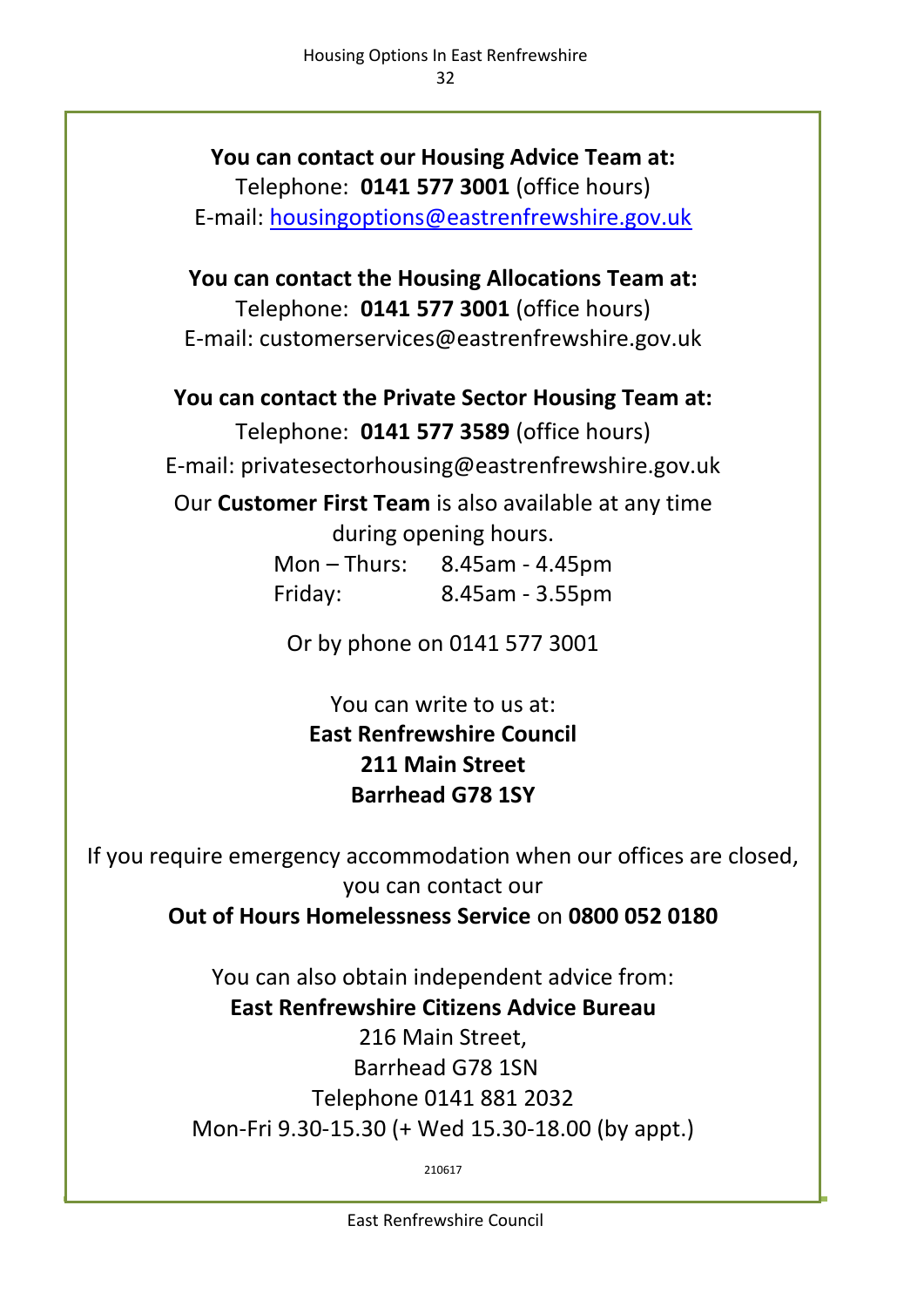**You can contact our Housing Advice Team at:**
Telephone: **0141 577 3001** (office hours)
E-mail: housingoptions@eastrenfrewshire.gov.uk

**You can contact the Housing Allocations Team at:**
Telephone: **0141 577 3001** (office hours)
E-mail: customerservices@eastrenfrewshire.gov.uk

**You can contact the Private Sector Housing Team at:**
Telephone: **0141 577 3589** (office hours)
E-mail: privatesectorhousing@eastrenfrewshire.gov.uk

Our **Customer First Team** is also available at any time during opening hours.

| | |
|---|---|
| Mon – Thurs: | 8.45am - 4.45pm |
| Friday: | 8.45am - 3.55pm |

Or by phone on 0141 577 3001

You can write to us at:
**East Renfrewshire Council**
**211 Main Street**
**Barrhead G78 1SY**

If you require emergency accommodation when our offices are closed, you can contact our
**Out of Hours Homelessness Service** on **0800 052 0180**

You can also obtain independent advice from:
**East Renfrewshire Citizens Advice Bureau**
216 Main Street,
Barrhead G78 1SN
Telephone 0141 881 2032
Mon-Fri 9.30-15.30 (+ Wed 15.30-18.00 (by appt.)

210617